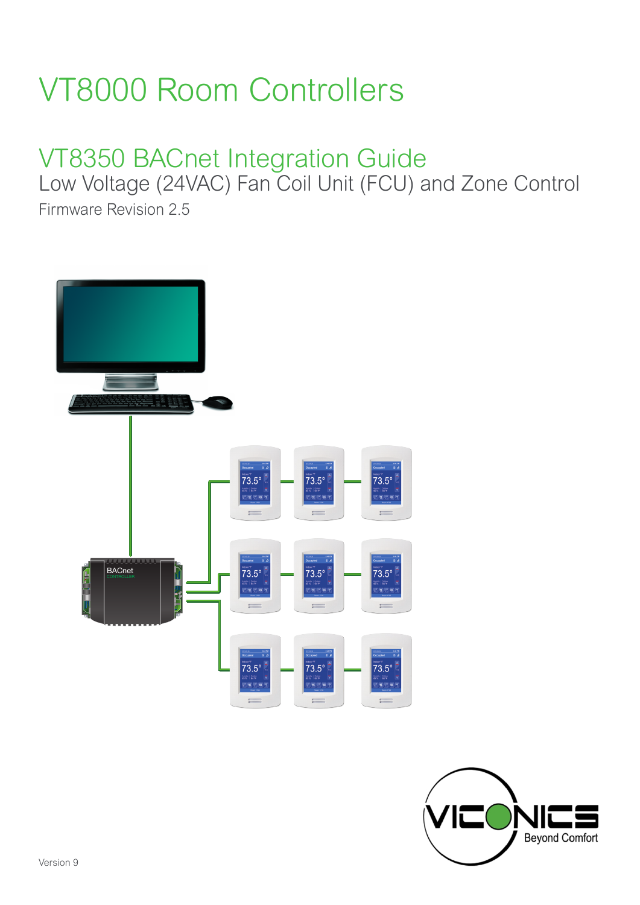# VT8000 Room Controllers

## VT8350 BACnet Integration Guide

Low Voltage (24VAC) Fan Coil Unit (FCU) and Zone Control

Firmware Revision 2.5

Version 9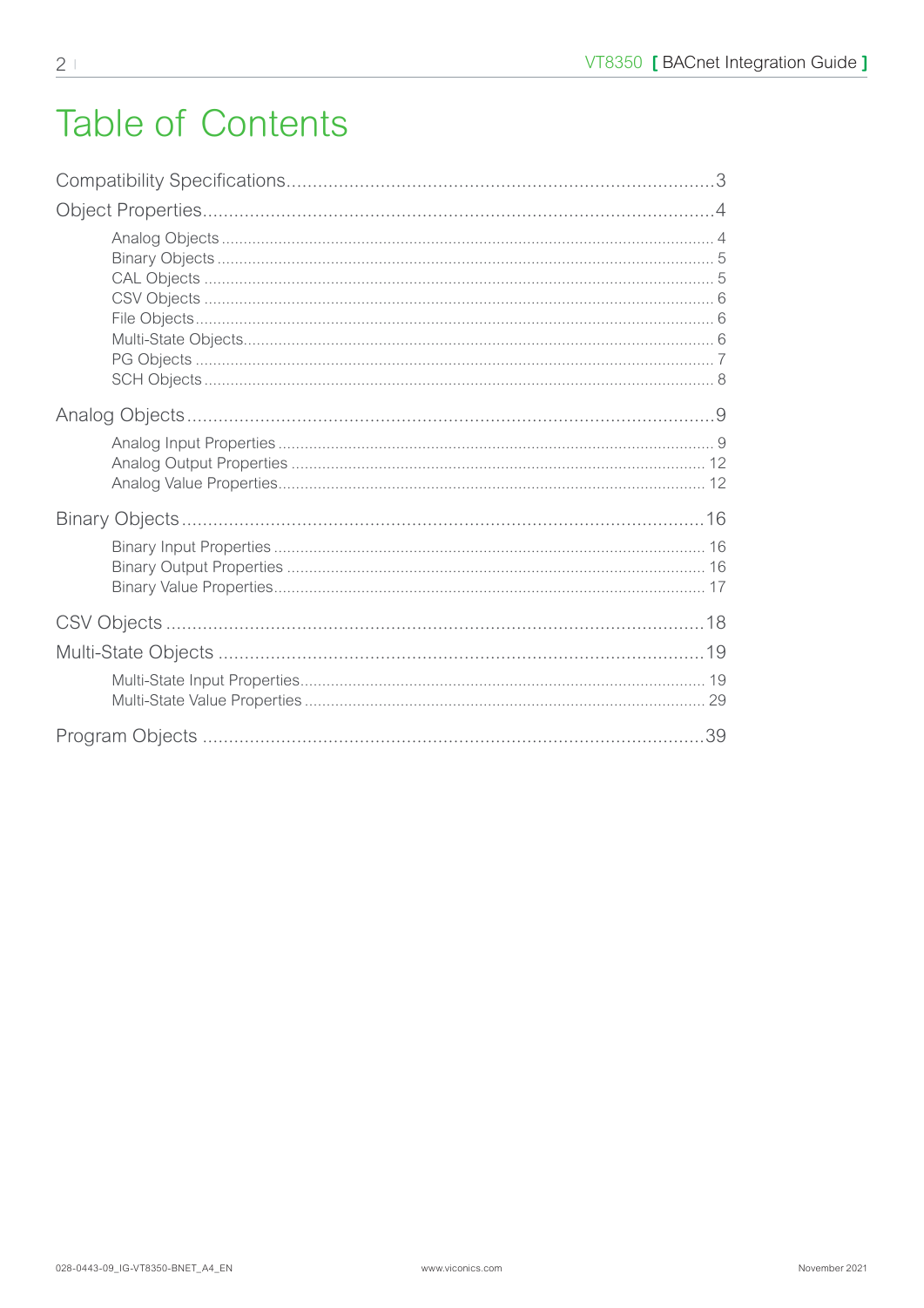# Table of Contents

Compatibility Specifications....................3

Object Properties....................4

- Analog Objects....................4
- Binary Objects....................5
- CAL Objects....................5
- CSV Objects....................6
- File Objects....................6
- Multi-State Objects....................6
- PG Objects....................7
- SCH Objects....................8

Analog Objects....................9

- Analog Input Properties....................9
- Analog Output Properties....................12
- Analog Value Properties....................12

Binary Objects....................16

- Binary Input Properties....................16
- Binary Output Properties....................16
- Binary Value Properties....................17

CSV Objects....................18

Multi-State Objects....................19

- Multi-State Input Properties....................19
- Multi-State Value Properties....................29

Program Objects....................39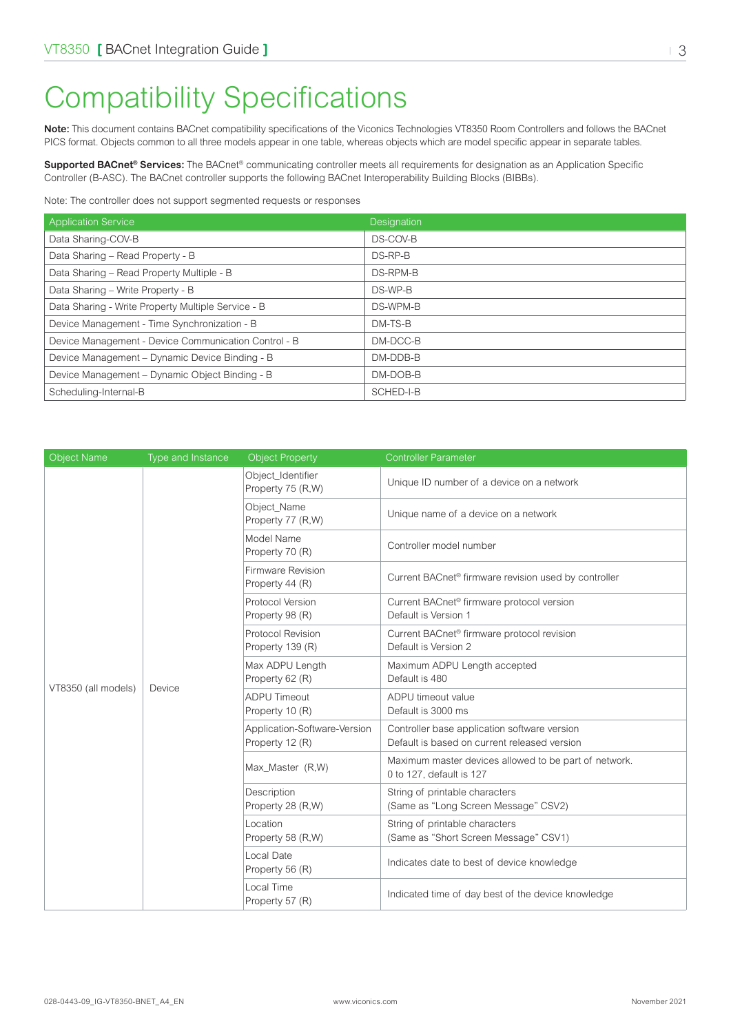# Compatibility Specifications

**Note:** This document contains BACnet compatibility specifications of the Viconics Technologies VT8350 Room Controllers and follows the BACnet PICS format. Objects common to all three models appear in one table, whereas objects which are model specific appear in separate tables.

**Supported BACnet® Services:** The BACnet® communicating controller meets all requirements for designation as an Application Specific Controller (B-ASC). The BACnet controller supports the following BACnet Interoperability Building Blocks (BIBBs).

Note: The controller does not support segmented requests or responses

| Application Service | Designation |
|---|---|
| Data Sharing-COV-B | DS-COV-B |
| Data Sharing – Read Property - B | DS-RP-B |
| Data Sharing – Read Property Multiple - B | DS-RPM-B |
| Data Sharing – Write Property - B | DS-WP-B |
| Data Sharing - Write Property Multiple Service - B | DS-WPM-B |
| Device Management - Time Synchronization - B | DM-TS-B |
| Device Management - Device Communication Control - B | DM-DCC-B |
| Device Management – Dynamic Device Binding - B | DM-DDB-B |
| Device Management – Dynamic Object Binding - B | DM-DOB-B |
| Scheduling-Internal-B | SCHED-I-B |

| Object Name | Type and Instance | Object Property | Controller Parameter |
|---|---|---|---|
| VT8350 (all models) | Device | Object_Identifier Property 75 (R,W) | Unique ID number of a device on a network |
| | | Object_Name Property 77 (R,W) | Unique name of a device on a network |
| | | Model Name Property 70 (R) | Controller model number |
| | | Firmware Revision Property 44 (R) | Current BACnet® firmware revision used by controller |
| | | Protocol Version Property 98 (R) | Current BACnet® firmware protocol version Default is Version 1 |
| | | Protocol Revision Property 139 (R) | Current BACnet® firmware protocol revision Default is Version 2 |
| | | Max ADPU Length Property 62 (R) | Maximum ADPU Length accepted Default is 480 |
| | | ADPU Timeout Property 10 (R) | ADPU timeout value Default is 3000 ms |
| | | Application-Software-Version Property 12 (R) | Controller base application software version Default is based on current released version |
| | | Max_Master (R,W) | Maximum master devices allowed to be part of network. 0 to 127, default is 127 |
| | | Description Property 28 (R,W) | String of printable characters (Same as "Long Screen Message" CSV2) |
| | | Location Property 58 (R,W) | String of printable characters (Same as "Short Screen Message" CSV1) |
| | | Local Date Property 56 (R) | Indicates date to best of device knowledge |
| | | Local Time Property 57 (R) | Indicated time of day best of the device knowledge |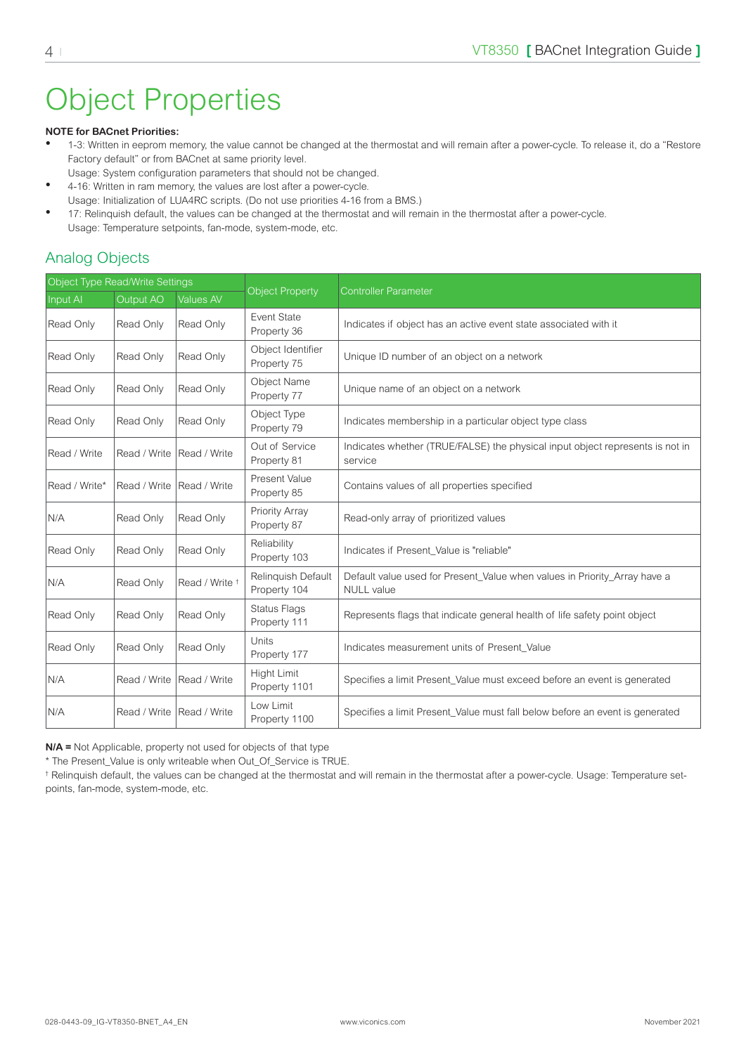# Object Properties

**NOTE for BACnet Priorities:**

- 1-3: Written in eeprom memory, the value cannot be changed at the thermostat and will remain after a power-cycle. To release it, do a "Restore Factory default" or from BACnet at same priority level.
  Usage: System configuration parameters that should not be changed.
- 4-16: Written in ram memory, the values are lost after a power-cycle.
  Usage: Initialization of LUA4RC scripts. (Do not use priorities 4-16 from a BMS.)
- 17: Relinquish default, the values can be changed at the thermostat and will remain in the thermostat after a power-cycle.
  Usage: Temperature setpoints, fan-mode, system-mode, etc.

## Analog Objects

| Object Type Read/Write Settings | | | Object Property | Controller Parameter |
|---|---|---|---|---|
| Input AI | Output AO | Values AV | | |
| Read Only | Read Only | Read Only | Event State Property 36 | Indicates if object has an active event state associated with it |
| Read Only | Read Only | Read Only | Object Identifier Property 75 | Unique ID number of an object on a network |
| Read Only | Read Only | Read Only | Object Name Property 77 | Unique name of an object on a network |
| Read Only | Read Only | Read Only | Object Type Property 79 | Indicates membership in a particular object type class |
| Read / Write | Read / Write | Read / Write | Out of Service Property 81 | Indicates whether (TRUE/FALSE) the physical input object represents is not in service |
| Read / Write* | Read / Write | Read / Write | Present Value Property 85 | Contains values of all properties specified |
| N/A | Read Only | Read Only | Priority Array Property 87 | Read-only array of prioritized values |
| Read Only | Read Only | Read Only | Reliability Property 103 | Indicates if Present_Value is "reliable" |
| N/A | Read Only | Read / Write † | Relinquish Default Property 104 | Default value used for Present_Value when values in Priority_Array have a NULL value |
| Read Only | Read Only | Read Only | Status Flags Property 111 | Represents flags that indicate general health of life safety point object |
| Read Only | Read Only | Read Only | Units Property 177 | Indicates measurement units of Present_Value |
| N/A | Read / Write | Read / Write | Hight Limit Property 1101 | Specifies a limit Present_Value must exceed before an event is generated |
| N/A | Read / Write | Read / Write | Low Limit Property 1100 | Specifies a limit Present_Value must fall below before an event is generated |

**N/A =** Not Applicable, property not used for objects of that type

* The Present_Value is only writeable when Out_Of_Service is TRUE.

† Relinquish default, the values can be changed at the thermostat and will remain in the thermostat after a power-cycle. Usage: Temperature set-points, fan-mode, system-mode, etc.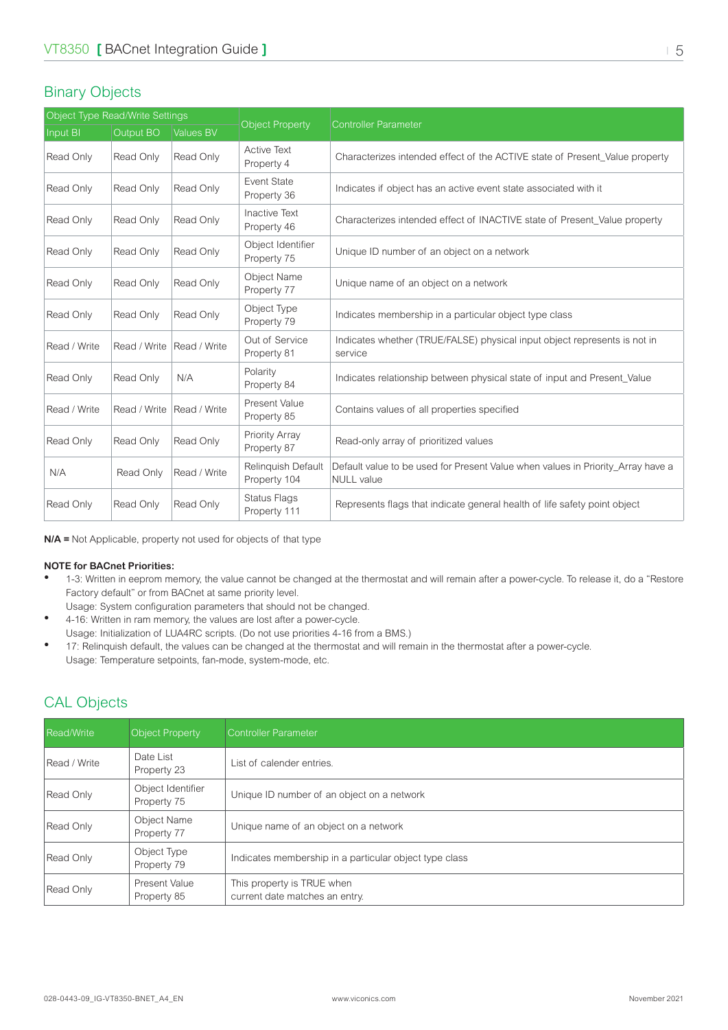## Binary Objects

| Object Type Read/Write Settings | | | Object Property | Controller Parameter |
|---|---|---|---|---|
| Input BI | Output BO | Values BV | | |
| Read Only | Read Only | Read Only | Active Text Property 4 | Characterizes intended effect of the ACTIVE state of Present_Value property |
| Read Only | Read Only | Read Only | Event State Property 36 | Indicates if object has an active event state associated with it |
| Read Only | Read Only | Read Only | Inactive Text Property 46 | Characterizes intended effect of INACTIVE state of Present_Value property |
| Read Only | Read Only | Read Only | Object Identifier Property 75 | Unique ID number of an object on a network |
| Read Only | Read Only | Read Only | Object Name Property 77 | Unique name of an object on a network |
| Read Only | Read Only | Read Only | Object Type Property 79 | Indicates membership in a particular object type class |
| Read / Write | Read / Write | Read / Write | Out of Service Property 81 | Indicates whether (TRUE/FALSE) physical input object represents is not in service |
| Read Only | Read Only | N/A | Polarity Property 84 | Indicates relationship between physical state of input and Present_Value |
| Read / Write | Read / Write | Read / Write | Present Value Property 85 | Contains values of all properties specified |
| Read Only | Read Only | Read Only | Priority Array Property 87 | Read-only array of prioritized values |
| N/A | Read Only | Read / Write | Relinquish Default Property 104 | Default value to be used for Present Value when values in Priority_Array have a NULL value |
| Read Only | Read Only | Read Only | Status Flags Property 111 | Represents flags that indicate general health of life safety point object |

**N/A =** Not Applicable, property not used for objects of that type

**NOTE for BACnet Priorities:**

- 1-3: Written in eeprom memory, the value cannot be changed at the thermostat and will remain after a power-cycle. To release it, do a "Restore Factory default" or from BACnet at same priority level.
  Usage: System configuration parameters that should not be changed.
- 4-16: Written in ram memory, the values are lost after a power-cycle.
  Usage: Initialization of LUA4RC scripts. (Do not use priorities 4-16 from a BMS.)
- 17: Relinquish default, the values can be changed at the thermostat and will remain in the thermostat after a power-cycle.
  Usage: Temperature setpoints, fan-mode, system-mode, etc.

## CAL Objects

| Read/Write | Object Property | Controller Parameter |
|---|---|---|
| Read / Write | Date List Property 23 | List of calender entries. |
| Read Only | Object Identifier Property 75 | Unique ID number of an object on a network |
| Read Only | Object Name Property 77 | Unique name of an object on a network |
| Read Only | Object Type Property 79 | Indicates membership in a particular object type class |
| Read Only | Present Value Property 85 | This property is TRUE when current date matches an entry. |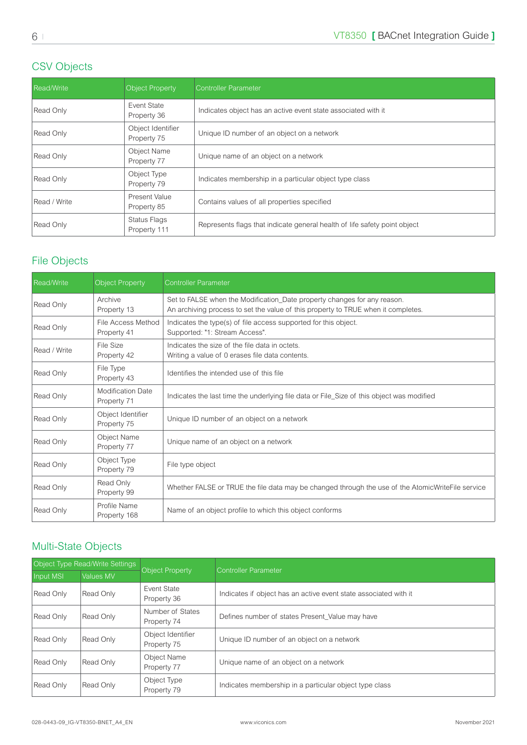## CSV Objects

| Read/Write | Object Property | Controller Parameter |
|---|---|---|
| Read Only | Event State Property 36 | Indicates object has an active event state associated with it |
| Read Only | Object Identifier Property 75 | Unique ID number of an object on a network |
| Read Only | Object Name Property 77 | Unique name of an object on a network |
| Read Only | Object Type Property 79 | Indicates membership in a particular object type class |
| Read / Write | Present Value Property 85 | Contains values of all properties specified |
| Read Only | Status Flags Property 111 | Represents flags that indicate general health of life safety point object |

## File Objects

| Read/Write | Object Property | Controller Parameter |
|---|---|---|
| Read Only | Archive Property 13 | Set to FALSE when the Modification_Date property changes for any reason. An archiving process to set the value of this property to TRUE when it completes. |
| Read Only | File Access Method Property 41 | Indicates the type(s) of file access supported for this object. Supported: "1: Stream Access". |
| Read / Write | File Size Property 42 | Indicates the size of the file data in octets. Writing a value of 0 erases file data contents. |
| Read Only | File Type Property 43 | Identifies the intended use of this file |
| Read Only | Modification Date Property 71 | Indicates the last time the underlying file data or File_Size of this object was modified |
| Read Only | Object Identifier Property 75 | Unique ID number of an object on a network |
| Read Only | Object Name Property 77 | Unique name of an object on a network |
| Read Only | Object Type Property 79 | File type object |
| Read Only | Read Only Property 99 | Whether FALSE or TRUE the file data may be changed through the use of the AtomicWriteFile service |
| Read Only | Profile Name Property 168 | Name of an object profile to which this object conforms |

## Multi-State Objects

| Object Type Read/Write Settings | | Object Property | Controller Parameter |
|---|---|---|---|
| Input MSI | Values MV | | |
| Read Only | Read Only | Event State Property 36 | Indicates if object has an active event state associated with it |
| Read Only | Read Only | Number of States Property 74 | Defines number of states Present_Value may have |
| Read Only | Read Only | Object Identifier Property 75 | Unique ID number of an object on a network |
| Read Only | Read Only | Object Name Property 77 | Unique name of an object on a network |
| Read Only | Read Only | Object Type Property 79 | Indicates membership in a particular object type class |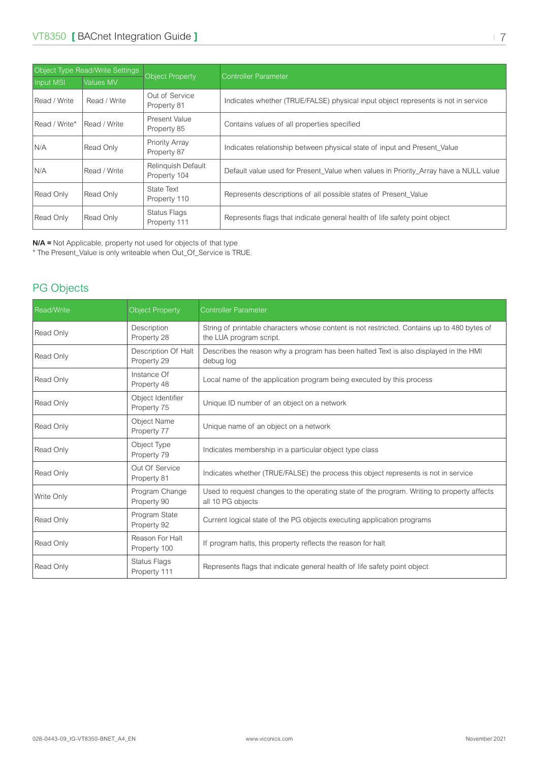| Object Type Read/Write Settings | | Object Property | Controller Parameter |
|---|---|---|---|
| Input MSI | Values MV | | |
| Read / Write | Read / Write | Out of Service Property 81 | Indicates whether (TRUE/FALSE) physical input object represents is not in service |
| Read / Write* | Read / Write | Present Value Property 85 | Contains values of all properties specified |
| N/A | Read Only | Priority Array Property 87 | Indicates relationship between physical state of input and Present_Value |
| N/A | Read / Write | Relinquish Default Property 104 | Default value used for Present_Value when values in Priority_Array have a NULL value |
| Read Only | Read Only | State Text Property 110 | Represents descriptions of all possible states of Present_Value |
| Read Only | Read Only | Status Flags Property 111 | Represents flags that indicate general health of life safety point object |

**N/A =** Not Applicable, property not used for objects of that type

* The Present_Value is only writeable when Out_Of_Service is TRUE.

## PG Objects

| Read/Write | Object Property | Controller Parameter |
|---|---|---|
| Read Only | Description Property 28 | String of printable characters whose content is not restricted. Contains up to 480 bytes of the LUA program script. |
| Read Only | Description Of Halt Property 29 | Describes the reason why a program has been halted Text is also displayed in the HMI debug log |
| Read Only | Instance Of Property 48 | Local name of the application program being executed by this process |
| Read Only | Object Identifier Property 75 | Unique ID number of an object on a network |
| Read Only | Object Name Property 77 | Unique name of an object on a network |
| Read Only | Object Type Property 79 | Indicates membership in a particular object type class |
| Read Only | Out Of Service Property 81 | Indicates whether (TRUE/FALSE) the process this object represents is not in service |
| Write Only | Program Change Property 90 | Used to request changes to the operating state of the program. Writing to property affects all 10 PG objects |
| Read Only | Program State Property 92 | Current logical state of the PG objects executing application programs |
| Read Only | Reason For Halt Property 100 | If program halts, this property reflects the reason for halt |
| Read Only | Status Flags Property 111 | Represents flags that indicate general health of life safety point object |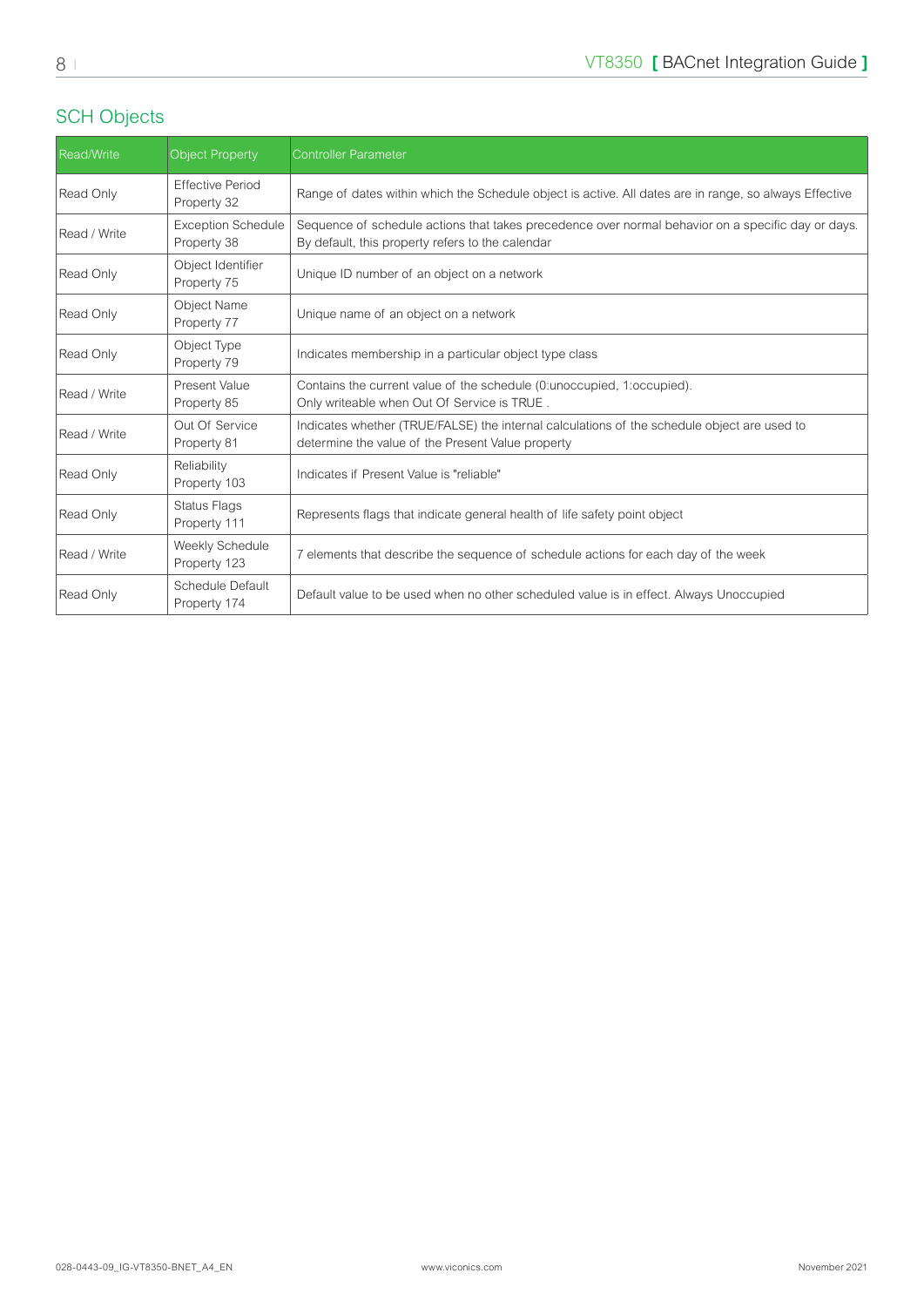## SCH Objects

| Read/Write | Object Property | Controller Parameter |
|---|---|---|
| Read Only | Effective Period Property 32 | Range of dates within which the Schedule object is active. All dates are in range, so always Effective |
| Read / Write | Exception Schedule Property 38 | Sequence of schedule actions that takes precedence over normal behavior on a specific day or days. By default, this property refers to the calendar |
| Read Only | Object Identifier Property 75 | Unique ID number of an object on a network |
| Read Only | Object Name Property 77 | Unique name of an object on a network |
| Read Only | Object Type Property 79 | Indicates membership in a particular object type class |
| Read / Write | Present Value Property 85 | Contains the current value of the schedule (0:unoccupied, 1:occupied). Only writeable when Out Of Service is TRUE . |
| Read / Write | Out Of Service Property 81 | Indicates whether (TRUE/FALSE) the internal calculations of the schedule object are used to determine the value of the Present Value property |
| Read Only | Reliability Property 103 | Indicates if Present Value is "reliable" |
| Read Only | Status Flags Property 111 | Represents flags that indicate general health of life safety point object |
| Read / Write | Weekly Schedule Property 123 | 7 elements that describe the sequence of schedule actions for each day of the week |
| Read Only | Schedule Default Property 174 | Default value to be used when no other scheduled value is in effect. Always Unoccupied |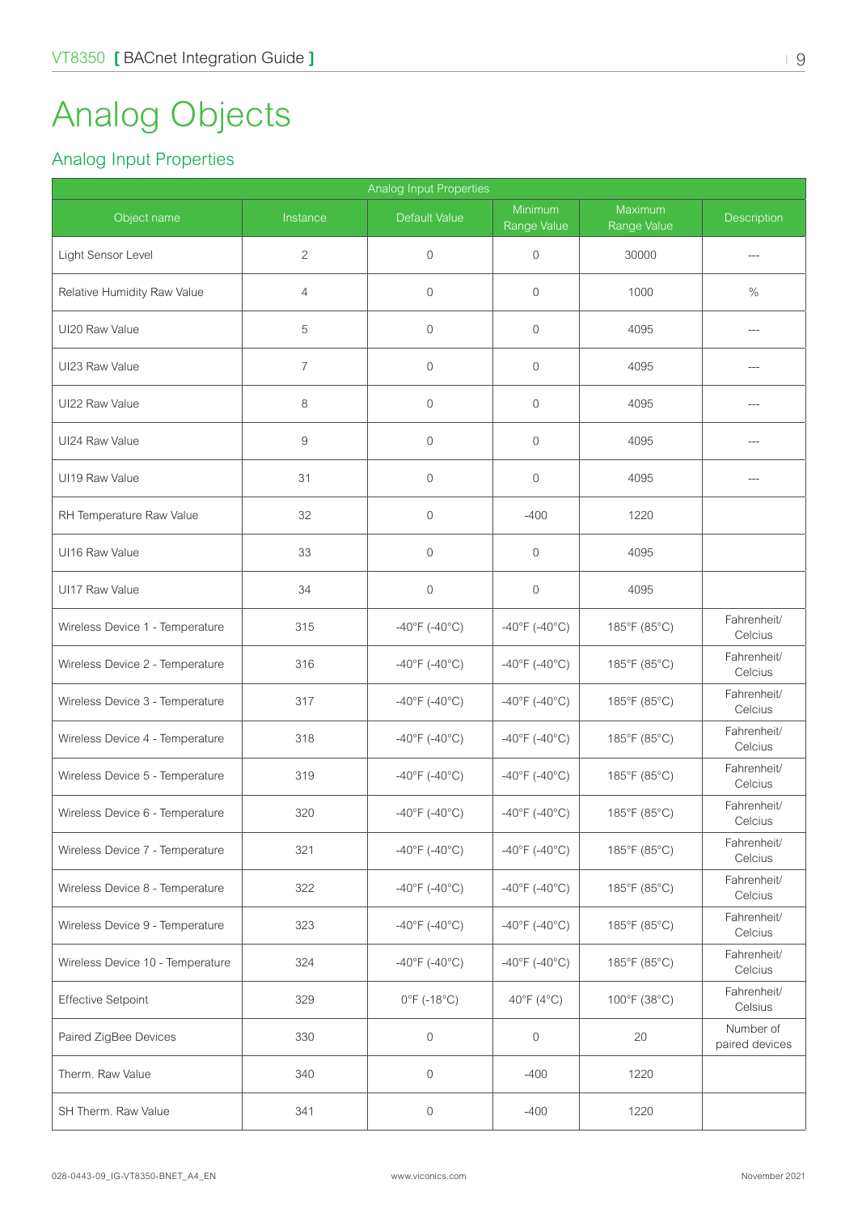# Analog Objects

## Analog Input Properties

| Analog Input Properties | | | | | |
|---|---|---|---|---|---|
| Object name | Instance | Default Value | Minimum Range Value | Maximum Range Value | Description |
| Light Sensor Level | 2 | 0 | 0 | 30000 | --- |
| Relative Humidity Raw Value | 4 | 0 | 0 | 1000 | % |
| UI20 Raw Value | 5 | 0 | 0 | 4095 | --- |
| UI23 Raw Value | 7 | 0 | 0 | 4095 | --- |
| UI22 Raw Value | 8 | 0 | 0 | 4095 | --- |
| UI24 Raw Value | 9 | 0 | 0 | 4095 | --- |
| UI19 Raw Value | 31 | 0 | 0 | 4095 | --- |
| RH Temperature Raw Value | 32 | 0 | -400 | 1220 | |
| UI16 Raw Value | 33 | 0 | 0 | 4095 | |
| UI17 Raw Value | 34 | 0 | 0 | 4095 | |
| Wireless Device 1 - Temperature | 315 | -40°F (-40°C) | -40°F (-40°C) | 185°F (85°C) | Fahrenheit/ Celcius |
| Wireless Device 2 - Temperature | 316 | -40°F (-40°C) | -40°F (-40°C) | 185°F (85°C) | Fahrenheit/ Celcius |
| Wireless Device 3 - Temperature | 317 | -40°F (-40°C) | -40°F (-40°C) | 185°F (85°C) | Fahrenheit/ Celcius |
| Wireless Device 4 - Temperature | 318 | -40°F (-40°C) | -40°F (-40°C) | 185°F (85°C) | Fahrenheit/ Celcius |
| Wireless Device 5 - Temperature | 319 | -40°F (-40°C) | -40°F (-40°C) | 185°F (85°C) | Fahrenheit/ Celcius |
| Wireless Device 6 - Temperature | 320 | -40°F (-40°C) | -40°F (-40°C) | 185°F (85°C) | Fahrenheit/ Celcius |
| Wireless Device 7 - Temperature | 321 | -40°F (-40°C) | -40°F (-40°C) | 185°F (85°C) | Fahrenheit/ Celcius |
| Wireless Device 8 - Temperature | 322 | -40°F (-40°C) | -40°F (-40°C) | 185°F (85°C) | Fahrenheit/ Celcius |
| Wireless Device 9 - Temperature | 323 | -40°F (-40°C) | -40°F (-40°C) | 185°F (85°C) | Fahrenheit/ Celcius |
| Wireless Device 10 - Temperature | 324 | -40°F (-40°C) | -40°F (-40°C) | 185°F (85°C) | Fahrenheit/ Celcius |
| Effective Setpoint | 329 | 0°F (-18°C) | 40°F (4°C) | 100°F (38°C) | Fahrenheit/ Celsius |
| Paired ZigBee Devices | 330 | 0 | 0 | 20 | Number of paired devices |
| Therm. Raw Value | 340 | 0 | -400 | 1220 | |
| SH Therm. Raw Value | 341 | 0 | -400 | 1220 | |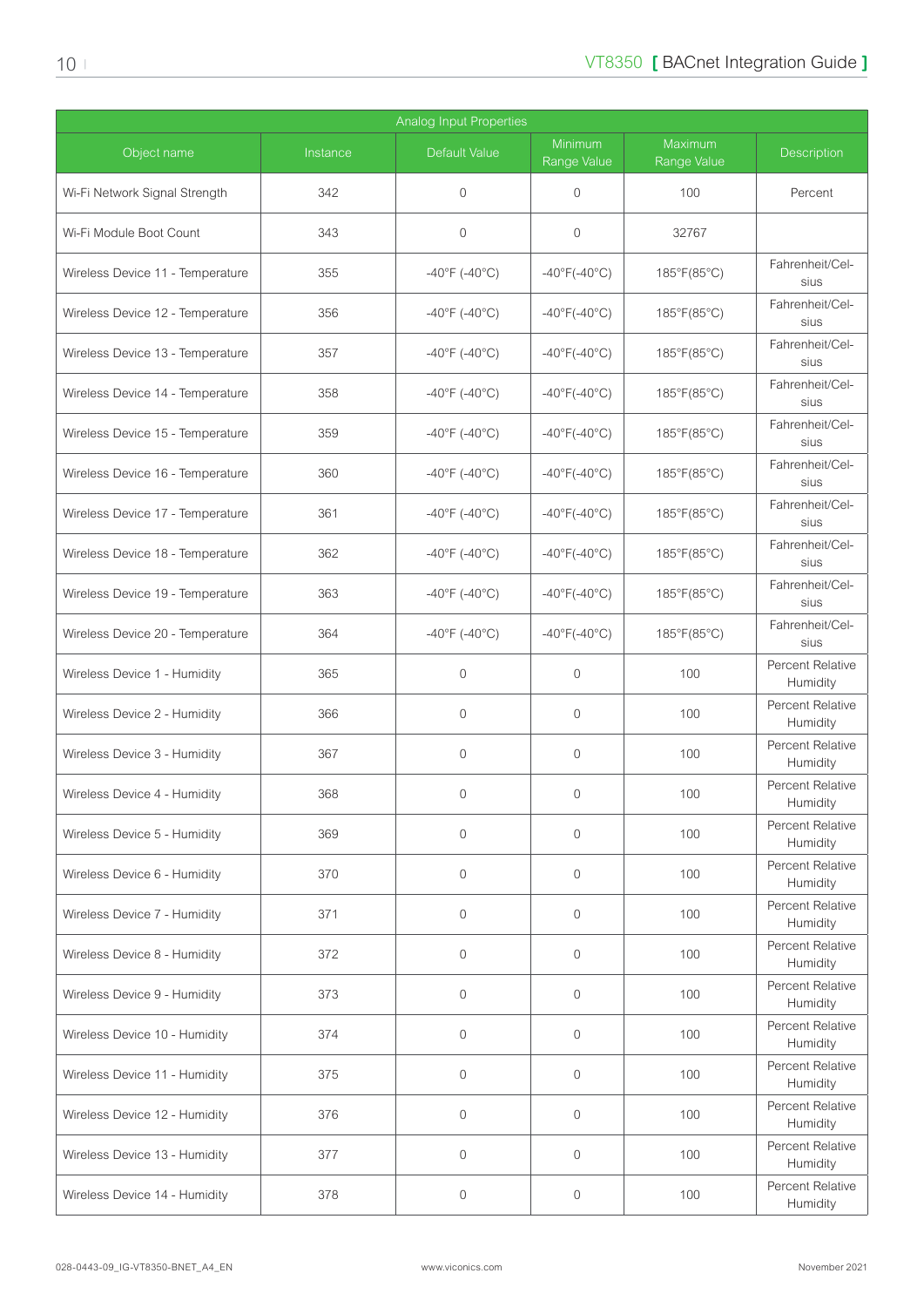| Analog Input Properties | | | | | |
|---|---|---|---|---|---|
| Object name | Instance | Default Value | Minimum Range Value | Maximum Range Value | Description |
| Wi-Fi Network Signal Strength | 342 | 0 | 0 | 100 | Percent |
| Wi-Fi Module Boot Count | 343 | 0 | 0 | 32767 | |
| Wireless Device 11 - Temperature | 355 | -40°F (-40°C) | -40°F(-40°C) | 185°F(85°C) | Fahrenheit/Celsius |
| Wireless Device 12 - Temperature | 356 | -40°F (-40°C) | -40°F(-40°C) | 185°F(85°C) | Fahrenheit/Celsius |
| Wireless Device 13 - Temperature | 357 | -40°F (-40°C) | -40°F(-40°C) | 185°F(85°C) | Fahrenheit/Celsius |
| Wireless Device 14 - Temperature | 358 | -40°F (-40°C) | -40°F(-40°C) | 185°F(85°C) | Fahrenheit/Celsius |
| Wireless Device 15 - Temperature | 359 | -40°F (-40°C) | -40°F(-40°C) | 185°F(85°C) | Fahrenheit/Celsius |
| Wireless Device 16 - Temperature | 360 | -40°F (-40°C) | -40°F(-40°C) | 185°F(85°C) | Fahrenheit/Celsius |
| Wireless Device 17 - Temperature | 361 | -40°F (-40°C) | -40°F(-40°C) | 185°F(85°C) | Fahrenheit/Celsius |
| Wireless Device 18 - Temperature | 362 | -40°F (-40°C) | -40°F(-40°C) | 185°F(85°C) | Fahrenheit/Celsius |
| Wireless Device 19 - Temperature | 363 | -40°F (-40°C) | -40°F(-40°C) | 185°F(85°C) | Fahrenheit/Celsius |
| Wireless Device 20 - Temperature | 364 | -40°F (-40°C) | -40°F(-40°C) | 185°F(85°C) | Fahrenheit/Celsius |
| Wireless Device 1 - Humidity | 365 | 0 | 0 | 100 | Percent Relative Humidity |
| Wireless Device 2 - Humidity | 366 | 0 | 0 | 100 | Percent Relative Humidity |
| Wireless Device 3 - Humidity | 367 | 0 | 0 | 100 | Percent Relative Humidity |
| Wireless Device 4 - Humidity | 368 | 0 | 0 | 100 | Percent Relative Humidity |
| Wireless Device 5 - Humidity | 369 | 0 | 0 | 100 | Percent Relative Humidity |
| Wireless Device 6 - Humidity | 370 | 0 | 0 | 100 | Percent Relative Humidity |
| Wireless Device 7 - Humidity | 371 | 0 | 0 | 100 | Percent Relative Humidity |
| Wireless Device 8 - Humidity | 372 | 0 | 0 | 100 | Percent Relative Humidity |
| Wireless Device 9 - Humidity | 373 | 0 | 0 | 100 | Percent Relative Humidity |
| Wireless Device 10 - Humidity | 374 | 0 | 0 | 100 | Percent Relative Humidity |
| Wireless Device 11 - Humidity | 375 | 0 | 0 | 100 | Percent Relative Humidity |
| Wireless Device 12 - Humidity | 376 | 0 | 0 | 100 | Percent Relative Humidity |
| Wireless Device 13 - Humidity | 377 | 0 | 0 | 100 | Percent Relative Humidity |
| Wireless Device 14 - Humidity | 378 | 0 | 0 | 100 | Percent Relative Humidity |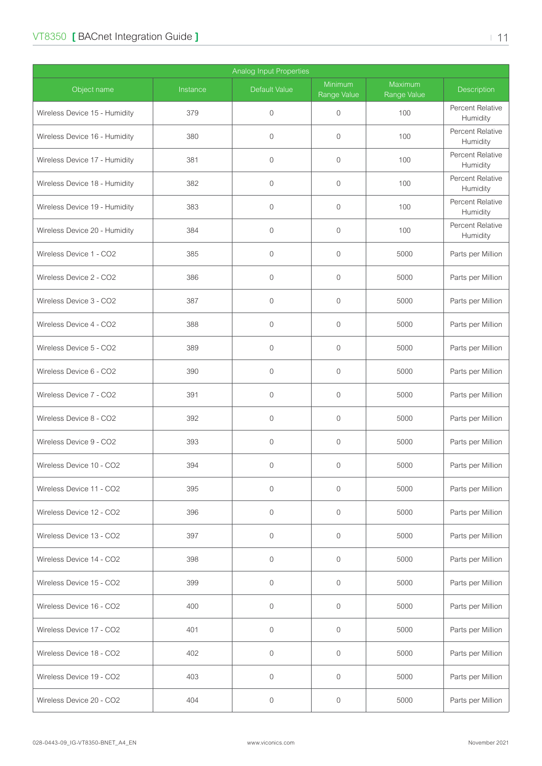| Analog Input Properties | | | | | |
|---|---|---|---|---|---|
| Object name | Instance | Default Value | Minimum Range Value | Maximum Range Value | Description |
| Wireless Device 15 - Humidity | 379 | 0 | 0 | 100 | Percent Relative Humidity |
| Wireless Device 16 - Humidity | 380 | 0 | 0 | 100 | Percent Relative Humidity |
| Wireless Device 17 - Humidity | 381 | 0 | 0 | 100 | Percent Relative Humidity |
| Wireless Device 18 - Humidity | 382 | 0 | 0 | 100 | Percent Relative Humidity |
| Wireless Device 19 - Humidity | 383 | 0 | 0 | 100 | Percent Relative Humidity |
| Wireless Device 20 - Humidity | 384 | 0 | 0 | 100 | Percent Relative Humidity |
| Wireless Device 1 - CO2 | 385 | 0 | 0 | 5000 | Parts per Million |
| Wireless Device 2 - CO2 | 386 | 0 | 0 | 5000 | Parts per Million |
| Wireless Device 3 - CO2 | 387 | 0 | 0 | 5000 | Parts per Million |
| Wireless Device 4 - CO2 | 388 | 0 | 0 | 5000 | Parts per Million |
| Wireless Device 5 - CO2 | 389 | 0 | 0 | 5000 | Parts per Million |
| Wireless Device 6 - CO2 | 390 | 0 | 0 | 5000 | Parts per Million |
| Wireless Device 7 - CO2 | 391 | 0 | 0 | 5000 | Parts per Million |
| Wireless Device 8 - CO2 | 392 | 0 | 0 | 5000 | Parts per Million |
| Wireless Device 9 - CO2 | 393 | 0 | 0 | 5000 | Parts per Million |
| Wireless Device 10 - CO2 | 394 | 0 | 0 | 5000 | Parts per Million |
| Wireless Device 11 - CO2 | 395 | 0 | 0 | 5000 | Parts per Million |
| Wireless Device 12 - CO2 | 396 | 0 | 0 | 5000 | Parts per Million |
| Wireless Device 13 - CO2 | 397 | 0 | 0 | 5000 | Parts per Million |
| Wireless Device 14 - CO2 | 398 | 0 | 0 | 5000 | Parts per Million |
| Wireless Device 15 - CO2 | 399 | 0 | 0 | 5000 | Parts per Million |
| Wireless Device 16 - CO2 | 400 | 0 | 0 | 5000 | Parts per Million |
| Wireless Device 17 - CO2 | 401 | 0 | 0 | 5000 | Parts per Million |
| Wireless Device 18 - CO2 | 402 | 0 | 0 | 5000 | Parts per Million |
| Wireless Device 19 - CO2 | 403 | 0 | 0 | 5000 | Parts per Million |
| Wireless Device 20 - CO2 | 404 | 0 | 0 | 5000 | Parts per Million |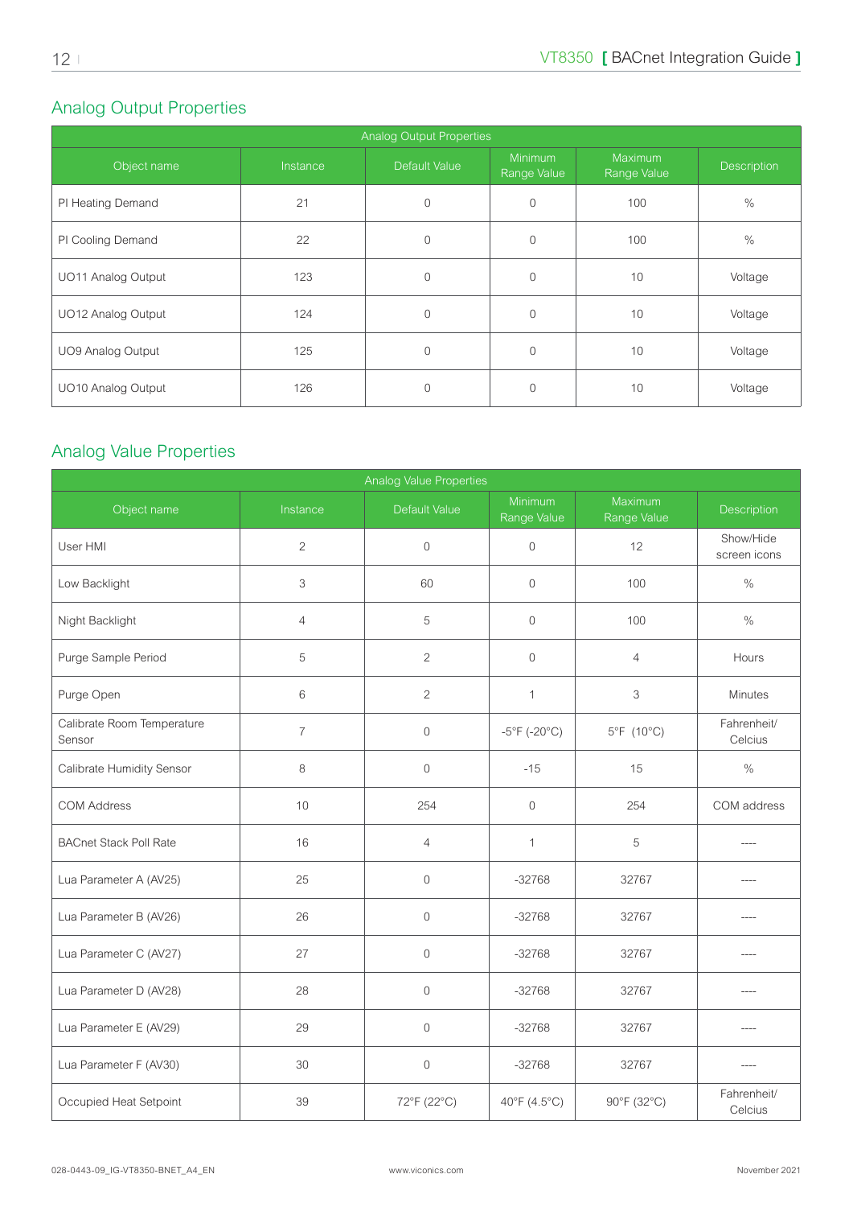## Analog Output Properties

| Analog Output Properties | | | | | |
|---|---|---|---|---|---|
| Object name | Instance | Default Value | Minimum Range Value | Maximum Range Value | Description |
| PI Heating Demand | 21 | 0 | 0 | 100 | % |
| PI Cooling Demand | 22 | 0 | 0 | 100 | % |
| UO11 Analog Output | 123 | 0 | 0 | 10 | Voltage |
| UO12 Analog Output | 124 | 0 | 0 | 10 | Voltage |
| UO9 Analog Output | 125 | 0 | 0 | 10 | Voltage |
| UO10 Analog Output | 126 | 0 | 0 | 10 | Voltage |

## Analog Value Properties

| Analog Value Properties | | | | | |
|---|---|---|---|---|---|
| Object name | Instance | Default Value | Minimum Range Value | Maximum Range Value | Description |
| User HMI | 2 | 0 | 0 | 12 | Show/Hide screen icons |
| Low Backlight | 3 | 60 | 0 | 100 | % |
| Night Backlight | 4 | 5 | 0 | 100 | % |
| Purge Sample Period | 5 | 2 | 0 | 4 | Hours |
| Purge Open | 6 | 2 | 1 | 3 | Minutes |
| Calibrate Room Temperature Sensor | 7 | 0 | -5°F (-20°C) | 5°F (10°C) | Fahrenheit/ Celcius |
| Calibrate Humidity Sensor | 8 | 0 | -15 | 15 | % |
| COM Address | 10 | 254 | 0 | 254 | COM address |
| BACnet Stack Poll Rate | 16 | 4 | 1 | 5 | ---- |
| Lua Parameter A (AV25) | 25 | 0 | -32768 | 32767 | ---- |
| Lua Parameter B (AV26) | 26 | 0 | -32768 | 32767 | ---- |
| Lua Parameter C (AV27) | 27 | 0 | -32768 | 32767 | ---- |
| Lua Parameter D (AV28) | 28 | 0 | -32768 | 32767 | ---- |
| Lua Parameter E (AV29) | 29 | 0 | -32768 | 32767 | ---- |
| Lua Parameter F (AV30) | 30 | 0 | -32768 | 32767 | ---- |
| Occupied Heat Setpoint | 39 | 72°F (22°C) | 40°F (4.5°C) | 90°F (32°C) | Fahrenheit/ Celcius |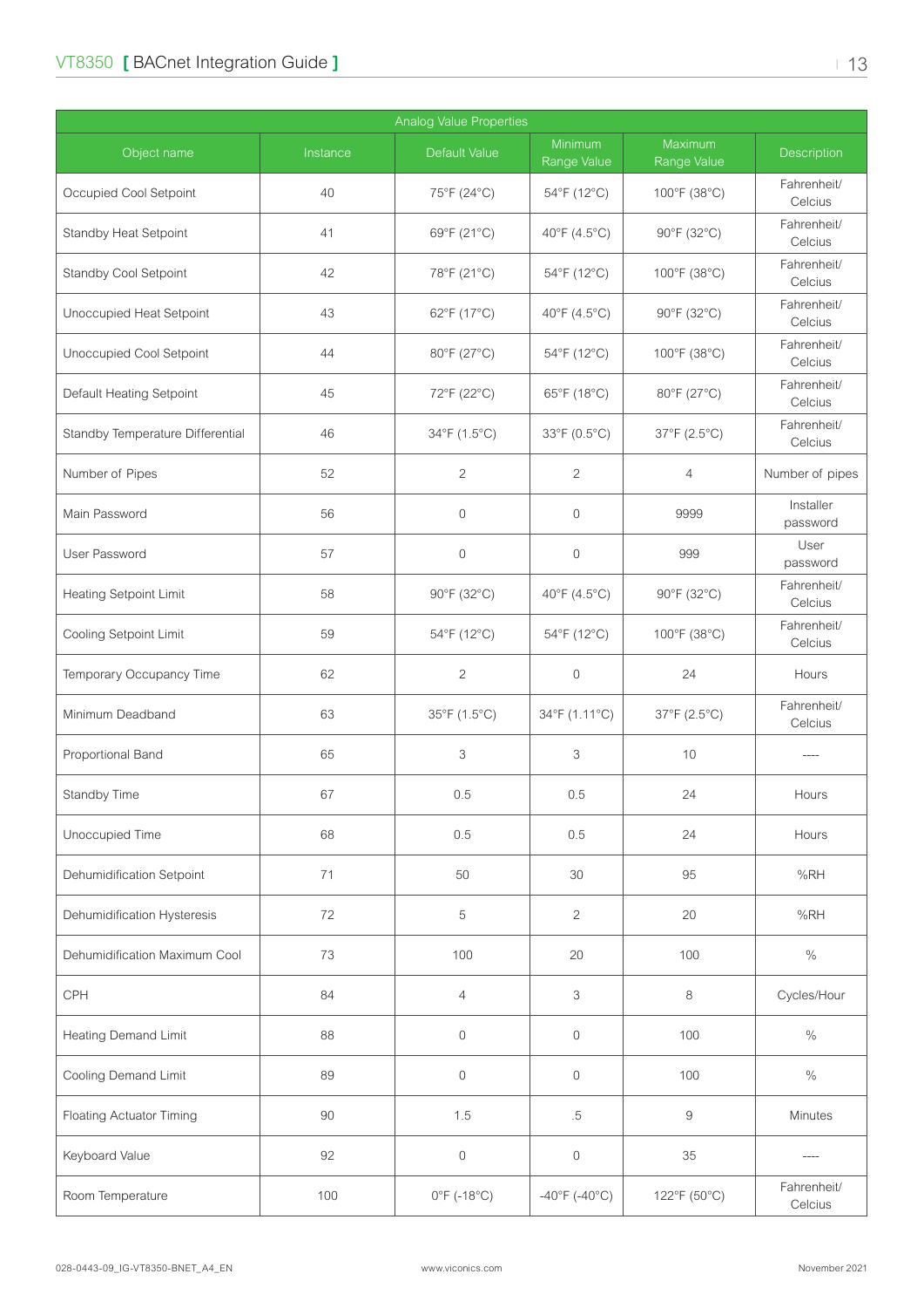| Analog Value Properties | | | | | |
|---|---|---|---|---|---|
| Object name | Instance | Default Value | Minimum Range Value | Maximum Range Value | Description |
| Occupied Cool Setpoint | 40 | 75°F (24°C) | 54°F (12°C) | 100°F (38°C) | Fahrenheit/ Celcius |
| Standby Heat Setpoint | 41 | 69°F (21°C) | 40°F (4.5°C) | 90°F (32°C) | Fahrenheit/ Celcius |
| Standby Cool Setpoint | 42 | 78°F (21°C) | 54°F (12°C) | 100°F (38°C) | Fahrenheit/ Celcius |
| Unoccupied Heat Setpoint | 43 | 62°F (17°C) | 40°F (4.5°C) | 90°F (32°C) | Fahrenheit/ Celcius |
| Unoccupied Cool Setpoint | 44 | 80°F (27°C) | 54°F (12°C) | 100°F (38°C) | Fahrenheit/ Celcius |
| Default Heating Setpoint | 45 | 72°F (22°C) | 65°F (18°C) | 80°F (27°C) | Fahrenheit/ Celcius |
| Standby Temperature Differential | 46 | 34°F (1.5°C) | 33°F (0.5°C) | 37°F (2.5°C) | Fahrenheit/ Celcius |
| Number of Pipes | 52 | 2 | 2 | 4 | Number of pipes |
| Main Password | 56 | 0 | 0 | 9999 | Installer password |
| User Password | 57 | 0 | 0 | 999 | User password |
| Heating Setpoint Limit | 58 | 90°F (32°C) | 40°F (4.5°C) | 90°F (32°C) | Fahrenheit/ Celcius |
| Cooling Setpoint Limit | 59 | 54°F (12°C) | 54°F (12°C) | 100°F (38°C) | Fahrenheit/ Celcius |
| Temporary Occupancy Time | 62 | 2 | 0 | 24 | Hours |
| Minimum Deadband | 63 | 35°F (1.5°C) | 34°F (1.11°C) | 37°F (2.5°C) | Fahrenheit/ Celcius |
| Proportional Band | 65 | 3 | 3 | 10 | ---- |
| Standby Time | 67 | 0.5 | 0.5 | 24 | Hours |
| Unoccupied Time | 68 | 0.5 | 0.5 | 24 | Hours |
| Dehumidification Setpoint | 71 | 50 | 30 | 95 | %RH |
| Dehumidification Hysteresis | 72 | 5 | 2 | 20 | %RH |
| Dehumidification Maximum Cool | 73 | 100 | 20 | 100 | % |
| CPH | 84 | 4 | 3 | 8 | Cycles/Hour |
| Heating Demand Limit | 88 | 0 | 0 | 100 | % |
| Cooling Demand Limit | 89 | 0 | 0 | 100 | % |
| Floating Actuator Timing | 90 | 1.5 | .5 | 9 | Minutes |
| Keyboard Value | 92 | 0 | 0 | 35 | ---- |
| Room Temperature | 100 | 0°F (-18°C) | -40°F (-40°C) | 122°F (50°C) | Fahrenheit/ Celcius |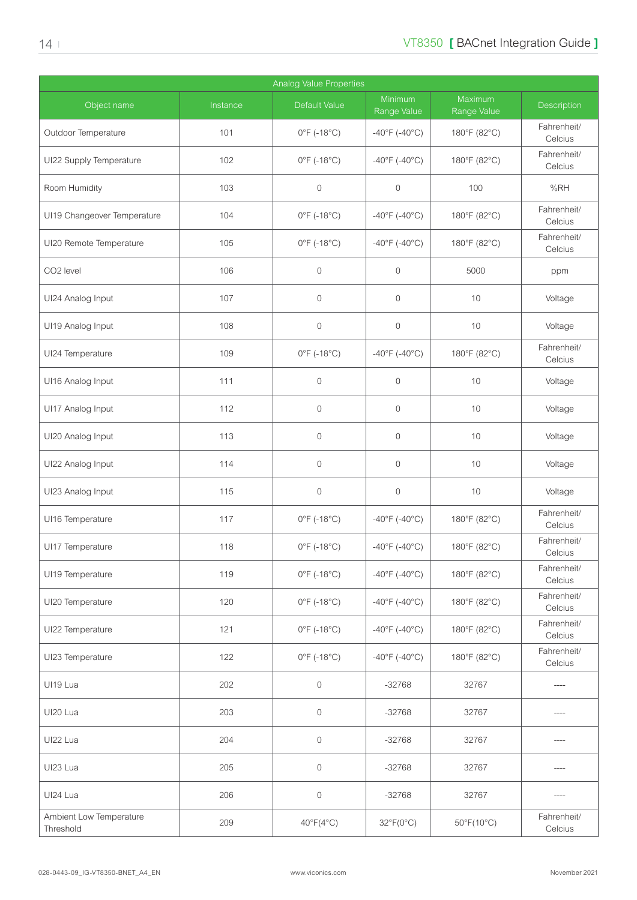| Analog Value Properties | | | | | |
|---|---|---|---|---|---|
| Object name | Instance | Default Value | Minimum Range Value | Maximum Range Value | Description |
| Outdoor Temperature | 101 | 0°F (-18°C) | -40°F (-40°C) | 180°F (82°C) | Fahrenheit/ Celcius |
| UI22 Supply Temperature | 102 | 0°F (-18°C) | -40°F (-40°C) | 180°F (82°C) | Fahrenheit/ Celcius |
| Room Humidity | 103 | 0 | 0 | 100 | %RH |
| UI19 Changeover Temperature | 104 | 0°F (-18°C) | -40°F (-40°C) | 180°F (82°C) | Fahrenheit/ Celcius |
| UI20 Remote Temperature | 105 | 0°F (-18°C) | -40°F (-40°C) | 180°F (82°C) | Fahrenheit/ Celcius |
| CO2 level | 106 | 0 | 0 | 5000 | ppm |
| UI24 Analog Input | 107 | 0 | 0 | 10 | Voltage |
| UI19 Analog Input | 108 | 0 | 0 | 10 | Voltage |
| UI24 Temperature | 109 | 0°F (-18°C) | -40°F (-40°C) | 180°F (82°C) | Fahrenheit/ Celcius |
| UI16 Analog Input | 111 | 0 | 0 | 10 | Voltage |
| UI17 Analog Input | 112 | 0 | 0 | 10 | Voltage |
| UI20 Analog Input | 113 | 0 | 0 | 10 | Voltage |
| UI22 Analog Input | 114 | 0 | 0 | 10 | Voltage |
| UI23 Analog Input | 115 | 0 | 0 | 10 | Voltage |
| UI16 Temperature | 117 | 0°F (-18°C) | -40°F (-40°C) | 180°F (82°C) | Fahrenheit/ Celcius |
| UI17 Temperature | 118 | 0°F (-18°C) | -40°F (-40°C) | 180°F (82°C) | Fahrenheit/ Celcius |
| UI19 Temperature | 119 | 0°F (-18°C) | -40°F (-40°C) | 180°F (82°C) | Fahrenheit/ Celcius |
| UI20 Temperature | 120 | 0°F (-18°C) | -40°F (-40°C) | 180°F (82°C) | Fahrenheit/ Celcius |
| UI22 Temperature | 121 | 0°F (-18°C) | -40°F (-40°C) | 180°F (82°C) | Fahrenheit/ Celcius |
| UI23 Temperature | 122 | 0°F (-18°C) | -40°F (-40°C) | 180°F (82°C) | Fahrenheit/ Celcius |
| UI19 Lua | 202 | 0 | -32768 | 32767 | ---- |
| UI20 Lua | 203 | 0 | -32768 | 32767 | ---- |
| UI22 Lua | 204 | 0 | -32768 | 32767 | ---- |
| UI23 Lua | 205 | 0 | -32768 | 32767 | ---- |
| UI24 Lua | 206 | 0 | -32768 | 32767 | ---- |
| Ambient Low Temperature Threshold | 209 | 40°F(4°C) | 32°F(0°C) | 50°F(10°C) | Fahrenheit/ Celcius |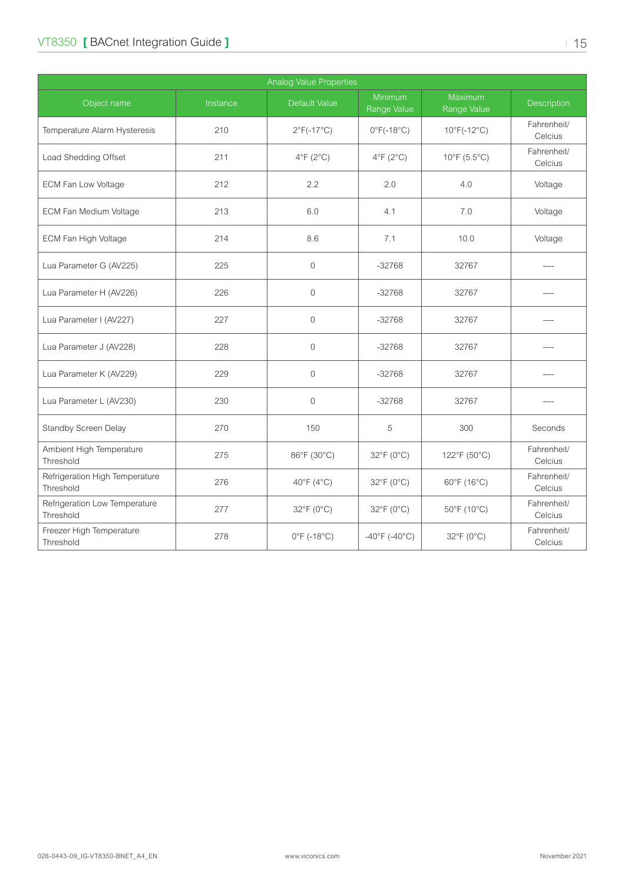| Analog Value Properties | | | | | |
|---|---|---|---|---|---|
| Object name | Instance | Default Value | Minimum Range Value | Maximum Range Value | Description |
| Temperature Alarm Hysteresis | 210 | 2°F(-17°C) | 0°F(-18°C) | 10°F(-12°C) | Fahrenheit/ Celcius |
| Load Shedding Offset | 211 | 4°F (2°C) | 4°F (2°C) | 10°F (5.5°C) | Fahrenheit/ Celcius |
| ECM Fan Low Voltage | 212 | 2.2 | 2.0 | 4.0 | Voltage |
| ECM Fan Medium Voltage | 213 | 6.0 | 4.1 | 7.0 | Voltage |
| ECM Fan High Voltage | 214 | 8.6 | 7.1 | 10.0 | Voltage |
| Lua Parameter G (AV225) | 225 | 0 | -32768 | 32767 | ---- |
| Lua Parameter H (AV226) | 226 | 0 | -32768 | 32767 | ---- |
| Lua Parameter I (AV227) | 227 | 0 | -32768 | 32767 | ---- |
| Lua Parameter J (AV228) | 228 | 0 | -32768 | 32767 | ---- |
| Lua Parameter K (AV229) | 229 | 0 | -32768 | 32767 | ---- |
| Lua Parameter L (AV230) | 230 | 0 | -32768 | 32767 | ---- |
| Standby Screen Delay | 270 | 150 | 5 | 300 | Seconds |
| Ambient High Temperature Threshold | 275 | 86°F (30°C) | 32°F (0°C) | 122°F (50°C) | Fahrenheit/ Celcius |
| Refrigeration High Temperature Threshold | 276 | 40°F (4°C) | 32°F (0°C) | 60°F (16°C) | Fahrenheit/ Celcius |
| Refrigeration Low Temperature Threshold | 277 | 32°F (0°C) | 32°F (0°C) | 50°F (10°C) | Fahrenheit/ Celcius |
| Freezer High Temperature Threshold | 278 | 0°F (-18°C) | -40°F (-40°C) | 32°F (0°C) | Fahrenheit/ Celcius |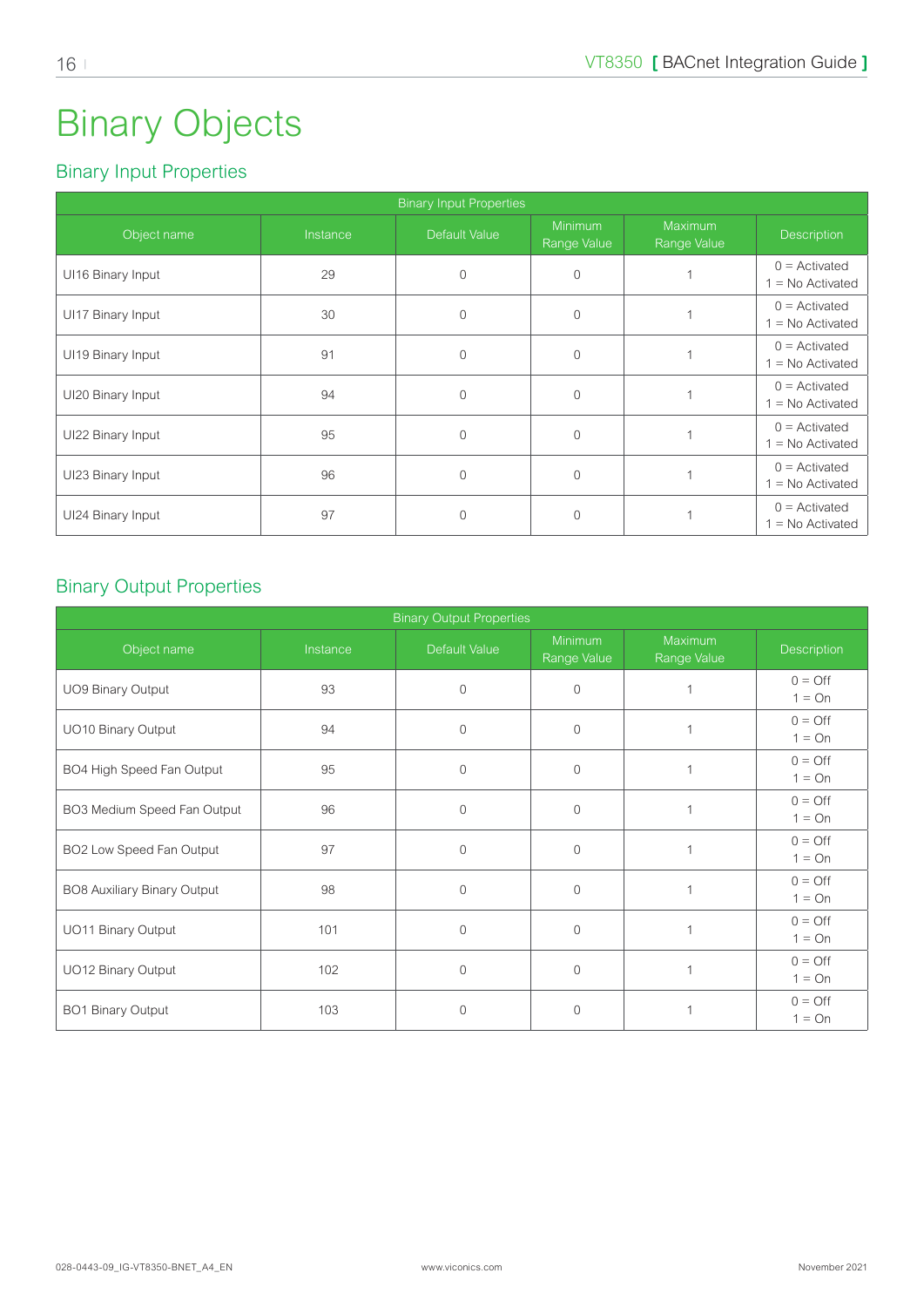# Binary Objects

## Binary Input Properties

| Binary Input Properties | | | | | |
|---|---|---|---|---|---|
| Object name | Instance | Default Value | Minimum Range Value | Maximum Range Value | Description |
| UI16 Binary Input | 29 | 0 | 0 | 1 | 0 = Activated 1 = No Activated |
| UI17 Binary Input | 30 | 0 | 0 | 1 | 0 = Activated 1 = No Activated |
| UI19 Binary Input | 91 | 0 | 0 | 1 | 0 = Activated 1 = No Activated |
| UI20 Binary Input | 94 | 0 | 0 | 1 | 0 = Activated 1 = No Activated |
| UI22 Binary Input | 95 | 0 | 0 | 1 | 0 = Activated 1 = No Activated |
| UI23 Binary Input | 96 | 0 | 0 | 1 | 0 = Activated 1 = No Activated |
| UI24 Binary Input | 97 | 0 | 0 | 1 | 0 = Activated 1 = No Activated |

## Binary Output Properties

| Binary Output Properties | | | | | |
|---|---|---|---|---|---|
| Object name | Instance | Default Value | Minimum Range Value | Maximum Range Value | Description |
| UO9 Binary Output | 93 | 0 | 0 | 1 | 0 = Off 1 = On |
| UO10 Binary Output | 94 | 0 | 0 | 1 | 0 = Off 1 = On |
| BO4 High Speed Fan Output | 95 | 0 | 0 | 1 | 0 = Off 1 = On |
| BO3 Medium Speed Fan Output | 96 | 0 | 0 | 1 | 0 = Off 1 = On |
| BO2 Low Speed Fan Output | 97 | 0 | 0 | 1 | 0 = Off 1 = On |
| BO8 Auxiliary Binary Output | 98 | 0 | 0 | 1 | 0 = Off 1 = On |
| UO11 Binary Output | 101 | 0 | 0 | 1 | 0 = Off 1 = On |
| UO12 Binary Output | 102 | 0 | 0 | 1 | 0 = Off 1 = On |
| BO1 Binary Output | 103 | 0 | 0 | 1 | 0 = Off 1 = On |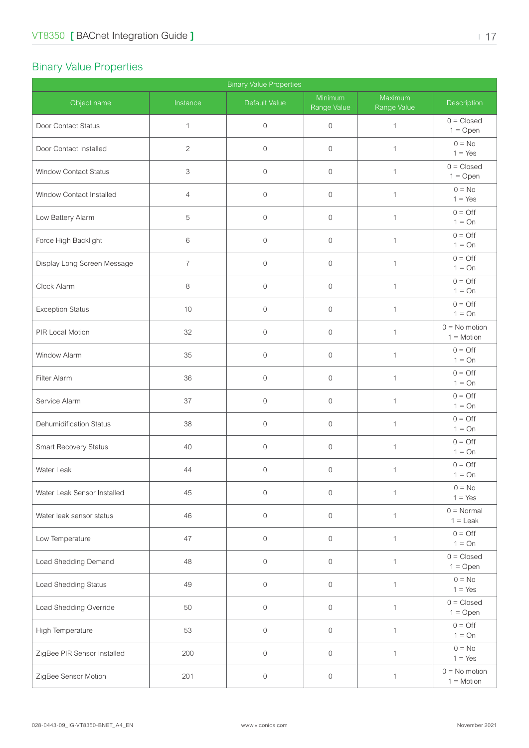## Binary Value Properties

| Binary Value Properties | | | | | |
|---|---|---|---|---|---|
| Object name | Instance | Default Value | Minimum Range Value | Maximum Range Value | Description |
| Door Contact Status | 1 | 0 | 0 | 1 | 0 = Closed<br>1 = Open |
| Door Contact Installed | 2 | 0 | 0 | 1 | 0 = No<br>1 = Yes |
| Window Contact Status | 3 | 0 | 0 | 1 | 0 = Closed<br>1 = Open |
| Window Contact Installed | 4 | 0 | 0 | 1 | 0 = No<br>1 = Yes |
| Low Battery Alarm | 5 | 0 | 0 | 1 | 0 = Off<br>1 = On |
| Force High Backlight | 6 | 0 | 0 | 1 | 0 = Off<br>1 = On |
| Display Long Screen Message | 7 | 0 | 0 | 1 | 0 = Off<br>1 = On |
| Clock Alarm | 8 | 0 | 0 | 1 | 0 = Off<br>1 = On |
| Exception Status | 10 | 0 | 0 | 1 | 0 = Off<br>1 = On |
| PIR Local Motion | 32 | 0 | 0 | 1 | 0 = No motion<br>1 = Motion |
| Window Alarm | 35 | 0 | 0 | 1 | 0 = Off<br>1 = On |
| Filter Alarm | 36 | 0 | 0 | 1 | 0 = Off<br>1 = On |
| Service Alarm | 37 | 0 | 0 | 1 | 0 = Off<br>1 = On |
| Dehumidification Status | 38 | 0 | 0 | 1 | 0 = Off<br>1 = On |
| Smart Recovery Status | 40 | 0 | 0 | 1 | 0 = Off<br>1 = On |
| Water Leak | 44 | 0 | 0 | 1 | 0 = Off<br>1 = On |
| Water Leak Sensor Installed | 45 | 0 | 0 | 1 | 0 = No<br>1 = Yes |
| Water leak sensor status | 46 | 0 | 0 | 1 | 0 = Normal<br>1 = Leak |
| Low Temperature | 47 | 0 | 0 | 1 | 0 = Off<br>1 = On |
| Load Shedding Demand | 48 | 0 | 0 | 1 | 0 = Closed<br>1 = Open |
| Load Shedding Status | 49 | 0 | 0 | 1 | 0 = No<br>1 = Yes |
| Load Shedding Override | 50 | 0 | 0 | 1 | 0 = Closed<br>1 = Open |
| High Temperature | 53 | 0 | 0 | 1 | 0 = Off<br>1 = On |
| ZigBee PIR Sensor Installed | 200 | 0 | 0 | 1 | 0 = No<br>1 = Yes |
| ZigBee Sensor Motion | 201 | 0 | 0 | 1 | 0 = No motion<br>1 = Motion |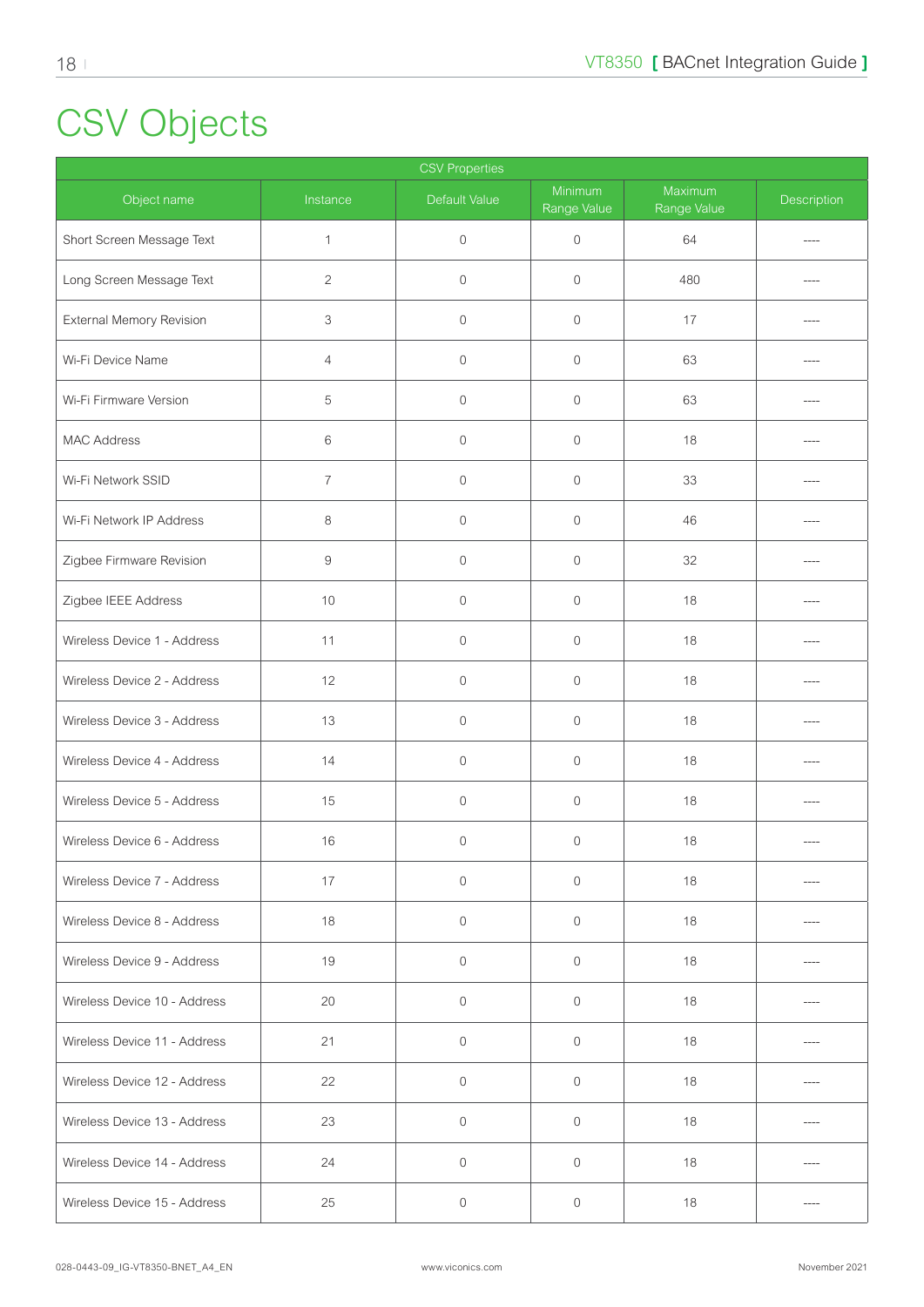# CSV Objects

| CSV Properties | | | | | |
|---|---|---|---|---|---|
| Object name | Instance | Default Value | Minimum Range Value | Maximum Range Value | Description |
| Short Screen Message Text | 1 | 0 | 0 | 64 | ---- |
| Long Screen Message Text | 2 | 0 | 0 | 480 | ---- |
| External Memory Revision | 3 | 0 | 0 | 17 | ---- |
| Wi-Fi Device Name | 4 | 0 | 0 | 63 | ---- |
| Wi-Fi Firmware Version | 5 | 0 | 0 | 63 | ---- |
| MAC Address | 6 | 0 | 0 | 18 | ---- |
| Wi-Fi Network SSID | 7 | 0 | 0 | 33 | ---- |
| Wi-Fi Network IP Address | 8 | 0 | 0 | 46 | ---- |
| Zigbee Firmware Revision | 9 | 0 | 0 | 32 | ---- |
| Zigbee IEEE Address | 10 | 0 | 0 | 18 | ---- |
| Wireless Device 1 - Address | 11 | 0 | 0 | 18 | ---- |
| Wireless Device 2 - Address | 12 | 0 | 0 | 18 | ---- |
| Wireless Device 3 - Address | 13 | 0 | 0 | 18 | ---- |
| Wireless Device 4 - Address | 14 | 0 | 0 | 18 | ---- |
| Wireless Device 5 - Address | 15 | 0 | 0 | 18 | ---- |
| Wireless Device 6 - Address | 16 | 0 | 0 | 18 | ---- |
| Wireless Device 7 - Address | 17 | 0 | 0 | 18 | ---- |
| Wireless Device 8 - Address | 18 | 0 | 0 | 18 | ---- |
| Wireless Device 9 - Address | 19 | 0 | 0 | 18 | ---- |
| Wireless Device 10 - Address | 20 | 0 | 0 | 18 | ---- |
| Wireless Device 11 - Address | 21 | 0 | 0 | 18 | ---- |
| Wireless Device 12 - Address | 22 | 0 | 0 | 18 | ---- |
| Wireless Device 13 - Address | 23 | 0 | 0 | 18 | ---- |
| Wireless Device 14 - Address | 24 | 0 | 0 | 18 | ---- |
| Wireless Device 15 - Address | 25 | 0 | 0 | 18 | ---- |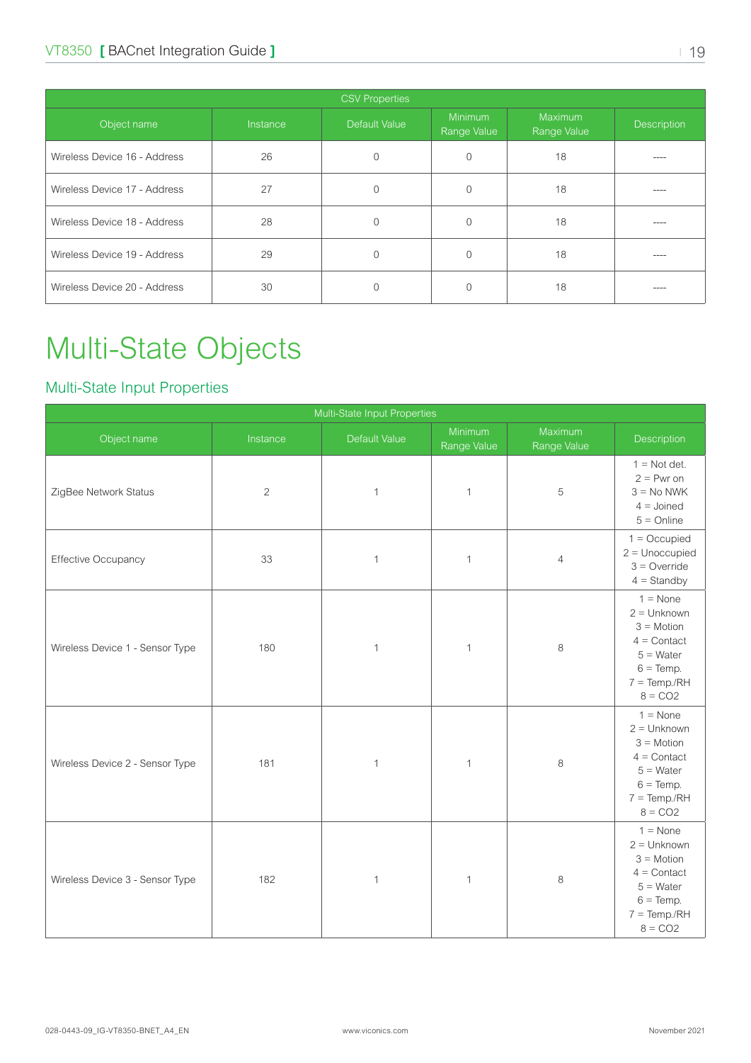| CSV Properties | | | | | |
|---|---|---|---|---|---|
| Object name | Instance | Default Value | Minimum Range Value | Maximum Range Value | Description |
| Wireless Device 16 - Address | 26 | 0 | 0 | 18 | ---- |
| Wireless Device 17 - Address | 27 | 0 | 0 | 18 | ---- |
| Wireless Device 18 - Address | 28 | 0 | 0 | 18 | ---- |
| Wireless Device 19 - Address | 29 | 0 | 0 | 18 | ---- |
| Wireless Device 20 - Address | 30 | 0 | 0 | 18 | ---- |

# Multi-State Objects

## Multi-State Input Properties

| Multi-State Input Properties | | | | | |
|---|---|---|---|---|---|
| Object name | Instance | Default Value | Minimum Range Value | Maximum Range Value | Description |
| ZigBee Network Status | 2 | 1 | 1 | 5 | 1 = Not det.<br>2 = Pwr on<br>3 = No NWK<br>4 = Joined<br>5 = Online |
| Effective Occupancy | 33 | 1 | 1 | 4 | 1 = Occupied<br>2 = Unoccupied<br>3 = Override<br>4 = Standby |
| Wireless Device 1 - Sensor Type | 180 | 1 | 1 | 8 | 1 = None<br>2 = Unknown<br>3 = Motion<br>4 = Contact<br>5 = Water<br>6 = Temp.<br>7 = Temp./RH<br>8 = CO2 |
| Wireless Device 2 - Sensor Type | 181 | 1 | 1 | 8 | 1 = None<br>2 = Unknown<br>3 = Motion<br>4 = Contact<br>5 = Water<br>6 = Temp.<br>7 = Temp./RH<br>8 = CO2 |
| Wireless Device 3 - Sensor Type | 182 | 1 | 1 | 8 | 1 = None<br>2 = Unknown<br>3 = Motion<br>4 = Contact<br>5 = Water<br>6 = Temp.<br>7 = Temp./RH<br>8 = CO2 |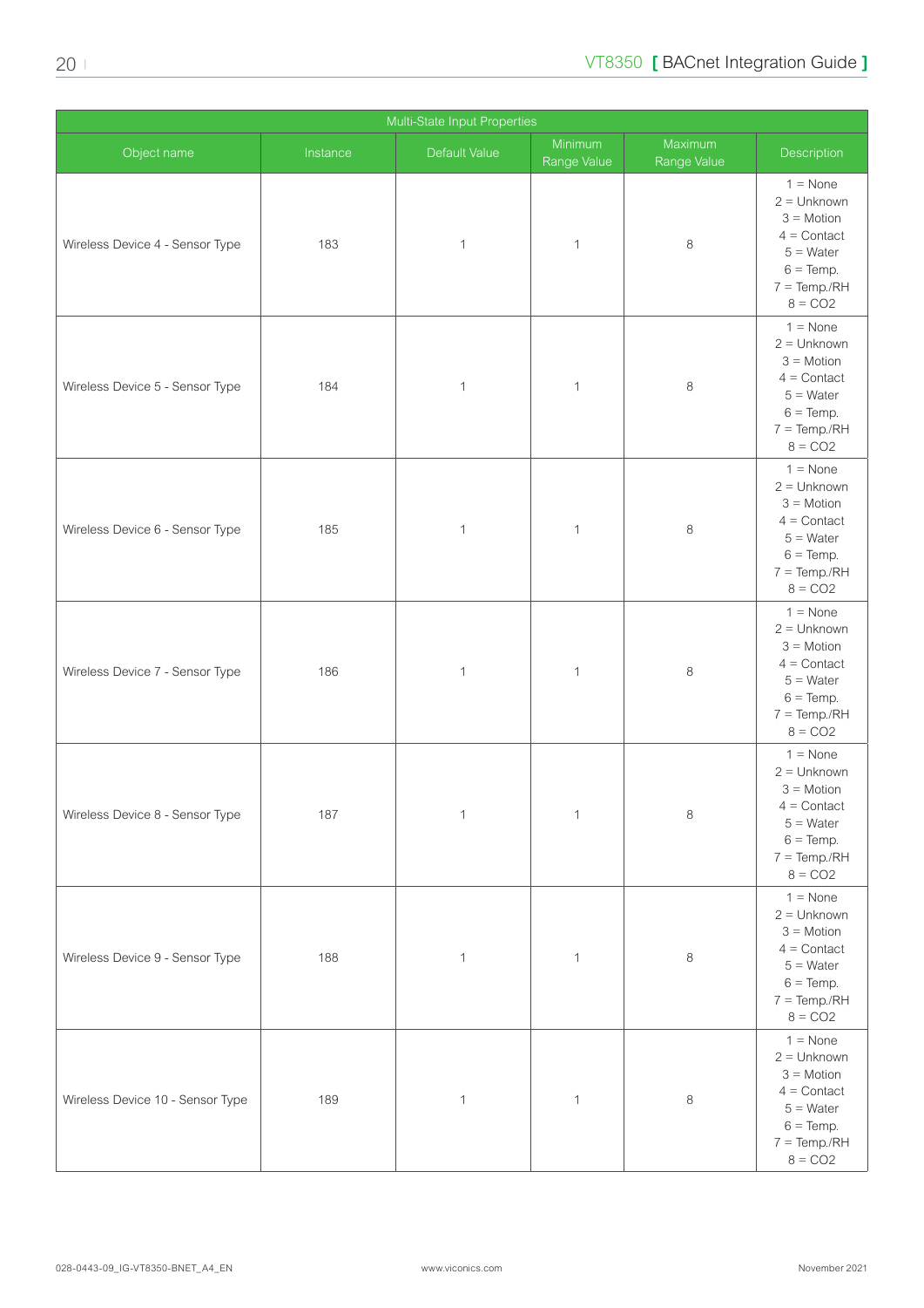| Multi-State Input Properties | | | | | |
|---|---|---|---|---|---|
| Object name | Instance | Default Value | Minimum Range Value | Maximum Range Value | Description |
| Wireless Device 4 - Sensor Type | 183 | 1 | 1 | 8 | 1 = None<br>2 = Unknown<br>3 = Motion<br>4 = Contact<br>5 = Water<br>6 = Temp.<br>7 = Temp./RH<br>8 = CO2 |
| Wireless Device 5 - Sensor Type | 184 | 1 | 1 | 8 | 1 = None<br>2 = Unknown<br>3 = Motion<br>4 = Contact<br>5 = Water<br>6 = Temp.<br>7 = Temp./RH<br>8 = CO2 |
| Wireless Device 6 - Sensor Type | 185 | 1 | 1 | 8 | 1 = None<br>2 = Unknown<br>3 = Motion<br>4 = Contact<br>5 = Water<br>6 = Temp.<br>7 = Temp./RH<br>8 = CO2 |
| Wireless Device 7 - Sensor Type | 186 | 1 | 1 | 8 | 1 = None<br>2 = Unknown<br>3 = Motion<br>4 = Contact<br>5 = Water<br>6 = Temp.<br>7 = Temp./RH<br>8 = CO2 |
| Wireless Device 8 - Sensor Type | 187 | 1 | 1 | 8 | 1 = None<br>2 = Unknown<br>3 = Motion<br>4 = Contact<br>5 = Water<br>6 = Temp.<br>7 = Temp./RH<br>8 = CO2 |
| Wireless Device 9 - Sensor Type | 188 | 1 | 1 | 8 | 1 = None<br>2 = Unknown<br>3 = Motion<br>4 = Contact<br>5 = Water<br>6 = Temp.<br>7 = Temp./RH<br>8 = CO2 |
| Wireless Device 10 - Sensor Type | 189 | 1 | 1 | 8 | 1 = None<br>2 = Unknown<br>3 = Motion<br>4 = Contact<br>5 = Water<br>6 = Temp.<br>7 = Temp./RH<br>8 = CO2 |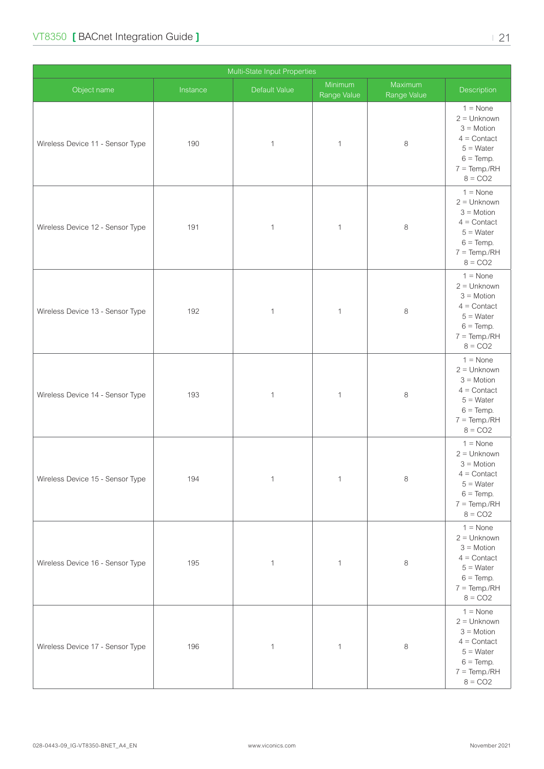| Multi-State Input Properties | | | | | |
|---|---|---|---|---|---|
| Object name | Instance | Default Value | Minimum Range Value | Maximum Range Value | Description |
| Wireless Device 11 - Sensor Type | 190 | 1 | 1 | 8 | 1 = None<br>2 = Unknown<br>3 = Motion<br>4 = Contact<br>5 = Water<br>6 = Temp.<br>7 = Temp./RH<br>8 = CO2 |
| Wireless Device 12 - Sensor Type | 191 | 1 | 1 | 8 | 1 = None<br>2 = Unknown<br>3 = Motion<br>4 = Contact<br>5 = Water<br>6 = Temp.<br>7 = Temp./RH<br>8 = CO2 |
| Wireless Device 13 - Sensor Type | 192 | 1 | 1 | 8 | 1 = None<br>2 = Unknown<br>3 = Motion<br>4 = Contact<br>5 = Water<br>6 = Temp.<br>7 = Temp./RH<br>8 = CO2 |
| Wireless Device 14 - Sensor Type | 193 | 1 | 1 | 8 | 1 = None<br>2 = Unknown<br>3 = Motion<br>4 = Contact<br>5 = Water<br>6 = Temp.<br>7 = Temp./RH<br>8 = CO2 |
| Wireless Device 15 - Sensor Type | 194 | 1 | 1 | 8 | 1 = None<br>2 = Unknown<br>3 = Motion<br>4 = Contact<br>5 = Water<br>6 = Temp.<br>7 = Temp./RH<br>8 = CO2 |
| Wireless Device 16 - Sensor Type | 195 | 1 | 1 | 8 | 1 = None<br>2 = Unknown<br>3 = Motion<br>4 = Contact<br>5 = Water<br>6 = Temp.<br>7 = Temp./RH<br>8 = CO2 |
| Wireless Device 17 - Sensor Type | 196 | 1 | 1 | 8 | 1 = None<br>2 = Unknown<br>3 = Motion<br>4 = Contact<br>5 = Water<br>6 = Temp.<br>7 = Temp./RH<br>8 = CO2 |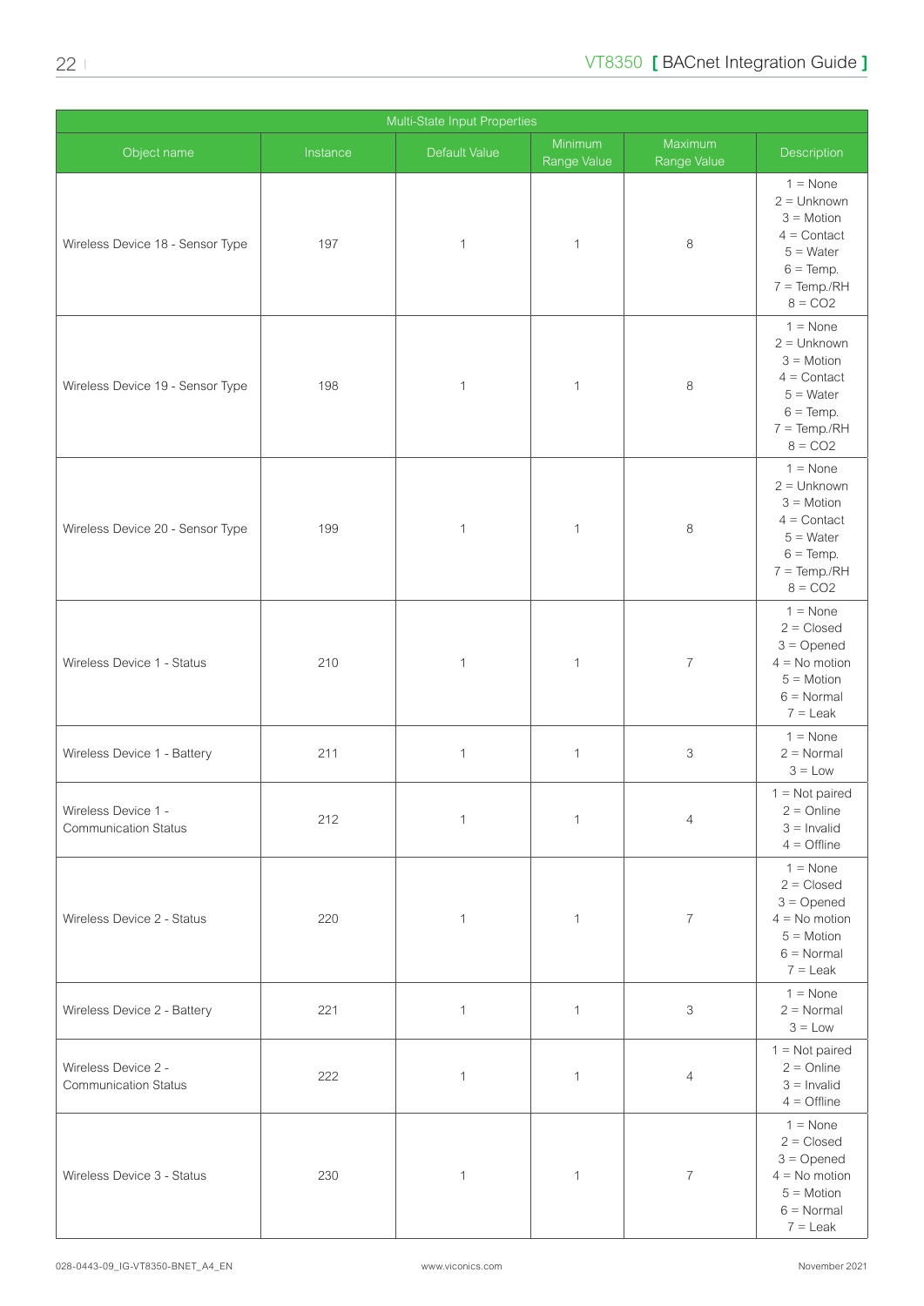| Multi-State Input Properties | | | | | |
|---|---|---|---|---|---|
| Object name | Instance | Default Value | Minimum Range Value | Maximum Range Value | Description |
| Wireless Device 18 - Sensor Type | 197 | 1 | 1 | 8 | 1 = None<br>2 = Unknown<br>3 = Motion<br>4 = Contact<br>5 = Water<br>6 = Temp.<br>7 = Temp./RH<br>8 = CO2 |
| Wireless Device 19 - Sensor Type | 198 | 1 | 1 | 8 | 1 = None<br>2 = Unknown<br>3 = Motion<br>4 = Contact<br>5 = Water<br>6 = Temp.<br>7 = Temp./RH<br>8 = CO2 |
| Wireless Device 20 - Sensor Type | 199 | 1 | 1 | 8 | 1 = None<br>2 = Unknown<br>3 = Motion<br>4 = Contact<br>5 = Water<br>6 = Temp.<br>7 = Temp./RH<br>8 = CO2 |
| Wireless Device 1 - Status | 210 | 1 | 1 | 7 | 1 = None<br>2 = Closed<br>3 = Opened<br>4 = No motion<br>5 = Motion<br>6 = Normal<br>7 = Leak |
| Wireless Device 1 - Battery | 211 | 1 | 1 | 3 | 1 = None<br>2 = Normal<br>3 = Low |
| Wireless Device 1 - Communication Status | 212 | 1 | 1 | 4 | 1 = Not paired<br>2 = Online<br>3 = Invalid<br>4 = Offline |
| Wireless Device 2 - Status | 220 | 1 | 1 | 7 | 1 = None<br>2 = Closed<br>3 = Opened<br>4 = No motion<br>5 = Motion<br>6 = Normal<br>7 = Leak |
| Wireless Device 2 - Battery | 221 | 1 | 1 | 3 | 1 = None<br>2 = Normal<br>3 = Low |
| Wireless Device 2 - Communication Status | 222 | 1 | 1 | 4 | 1 = Not paired<br>2 = Online<br>3 = Invalid<br>4 = Offline |
| Wireless Device 3 - Status | 230 | 1 | 1 | 7 | 1 = None<br>2 = Closed<br>3 = Opened<br>4 = No motion<br>5 = Motion<br>6 = Normal<br>7 = Leak |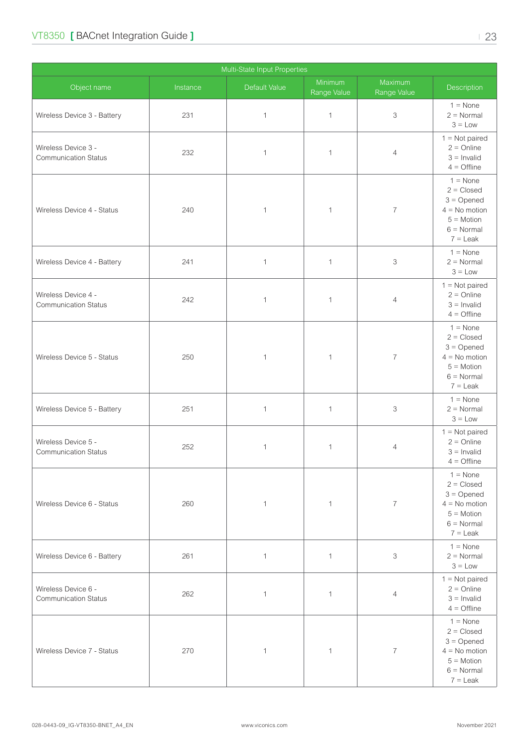| Multi-State Input Properties | | | | | |
|---|---|---|---|---|---|
| Object name | Instance | Default Value | Minimum Range Value | Maximum Range Value | Description |
| Wireless Device 3 - Battery | 231 | 1 | 1 | 3 | 1 = None<br>2 = Normal<br>3 = Low |
| Wireless Device 3 - Communication Status | 232 | 1 | 1 | 4 | 1 = Not paired<br>2 = Online<br>3 = Invalid<br>4 = Offline |
| Wireless Device 4 - Status | 240 | 1 | 1 | 7 | 1 = None<br>2 = Closed<br>3 = Opened<br>4 = No motion<br>5 = Motion<br>6 = Normal<br>7 = Leak |
| Wireless Device 4 - Battery | 241 | 1 | 1 | 3 | 1 = None<br>2 = Normal<br>3 = Low |
| Wireless Device 4 - Communication Status | 242 | 1 | 1 | 4 | 1 = Not paired<br>2 = Online<br>3 = Invalid<br>4 = Offline |
| Wireless Device 5 - Status | 250 | 1 | 1 | 7 | 1 = None<br>2 = Closed<br>3 = Opened<br>4 = No motion<br>5 = Motion<br>6 = Normal<br>7 = Leak |
| Wireless Device 5 - Battery | 251 | 1 | 1 | 3 | 1 = None<br>2 = Normal<br>3 = Low |
| Wireless Device 5 - Communication Status | 252 | 1 | 1 | 4 | 1 = Not paired<br>2 = Online<br>3 = Invalid<br>4 = Offline |
| Wireless Device 6 - Status | 260 | 1 | 1 | 7 | 1 = None<br>2 = Closed<br>3 = Opened<br>4 = No motion<br>5 = Motion<br>6 = Normal<br>7 = Leak |
| Wireless Device 6 - Battery | 261 | 1 | 1 | 3 | 1 = None<br>2 = Normal<br>3 = Low |
| Wireless Device 6 - Communication Status | 262 | 1 | 1 | 4 | 1 = Not paired<br>2 = Online<br>3 = Invalid<br>4 = Offline |
| Wireless Device 7 - Status | 270 | 1 | 1 | 7 | 1 = None<br>2 = Closed<br>3 = Opened<br>4 = No motion<br>5 = Motion<br>6 = Normal<br>7 = Leak |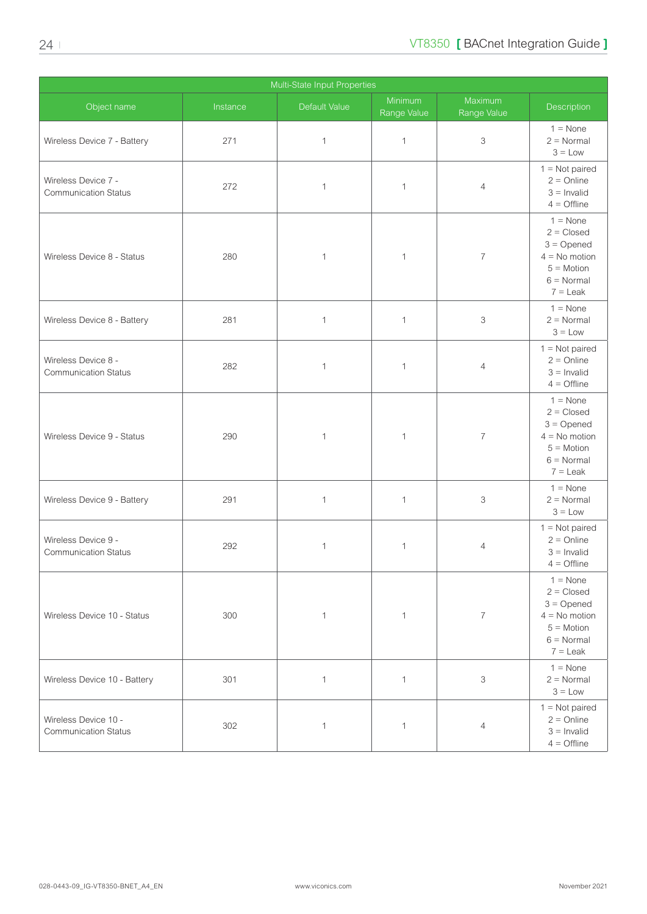| Multi-State Input Properties | | | | | |
|---|---|---|---|---|---|
| Object name | Instance | Default Value | Minimum Range Value | Maximum Range Value | Description |
| Wireless Device 7 - Battery | 271 | 1 | 1 | 3 | 1 = None<br>2 = Normal<br>3 = Low |
| Wireless Device 7 - Communication Status | 272 | 1 | 1 | 4 | 1 = Not paired<br>2 = Online<br>3 = Invalid<br>4 = Offline |
| Wireless Device 8 - Status | 280 | 1 | 1 | 7 | 1 = None<br>2 = Closed<br>3 = Opened<br>4 = No motion<br>5 = Motion<br>6 = Normal<br>7 = Leak |
| Wireless Device 8 - Battery | 281 | 1 | 1 | 3 | 1 = None<br>2 = Normal<br>3 = Low |
| Wireless Device 8 - Communication Status | 282 | 1 | 1 | 4 | 1 = Not paired<br>2 = Online<br>3 = Invalid<br>4 = Offline |
| Wireless Device 9 - Status | 290 | 1 | 1 | 7 | 1 = None<br>2 = Closed<br>3 = Opened<br>4 = No motion<br>5 = Motion<br>6 = Normal<br>7 = Leak |
| Wireless Device 9 - Battery | 291 | 1 | 1 | 3 | 1 = None<br>2 = Normal<br>3 = Low |
| Wireless Device 9 - Communication Status | 292 | 1 | 1 | 4 | 1 = Not paired<br>2 = Online<br>3 = Invalid<br>4 = Offline |
| Wireless Device 10 - Status | 300 | 1 | 1 | 7 | 1 = None<br>2 = Closed<br>3 = Opened<br>4 = No motion<br>5 = Motion<br>6 = Normal<br>7 = Leak |
| Wireless Device 10 - Battery | 301 | 1 | 1 | 3 | 1 = None<br>2 = Normal<br>3 = Low |
| Wireless Device 10 - Communication Status | 302 | 1 | 1 | 4 | 1 = Not paired<br>2 = Online<br>3 = Invalid<br>4 = Offline |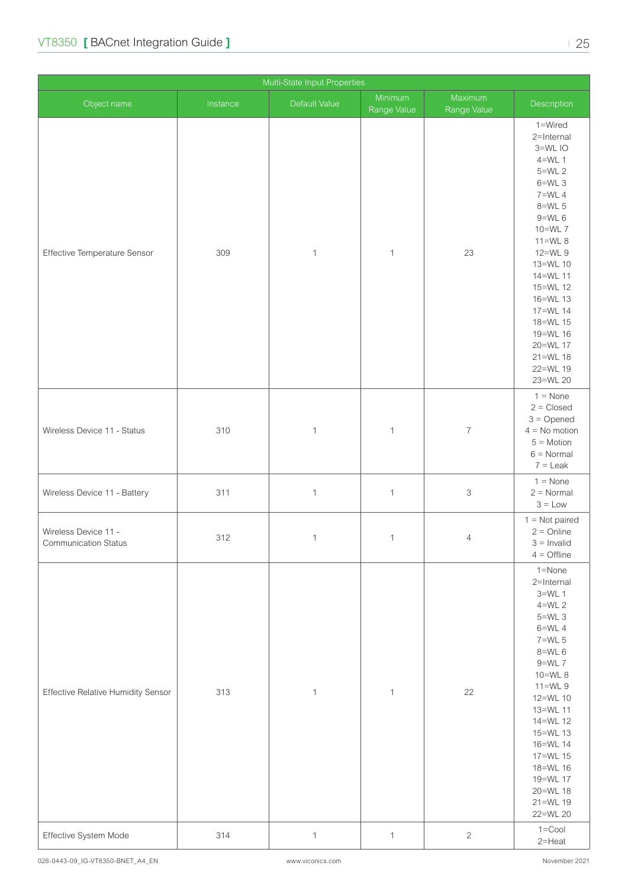| Multi-State Input Properties | | | | | |
|---|---|---|---|---|---|
| Object name | Instance | Default Value | Minimum Range Value | Maximum Range Value | Description |
| Effective Temperature Sensor | 309 | 1 | 1 | 23 | 1=Wired<br>2=Internal<br>3=WL IO<br>4=WL 1<br>5=WL 2<br>6=WL 3<br>7=WL 4<br>8=WL 5<br>9=WL 6<br>10=WL 7<br>11=WL 8<br>12=WL 9<br>13=WL 10<br>14=WL 11<br>15=WL 12<br>16=WL 13<br>17=WL 14<br>18=WL 15<br>19=WL 16<br>20=WL 17<br>21=WL 18<br>22=WL 19<br>23=WL 20 |
| Wireless Device 11 - Status | 310 | 1 | 1 | 7 | 1 = None<br>2 = Closed<br>3 = Opened<br>4 = No motion<br>5 = Motion<br>6 = Normal<br>7 = Leak |
| Wireless Device 11 - Battery | 311 | 1 | 1 | 3 | 1 = None<br>2 = Normal<br>3 = Low |
| Wireless Device 11 - Communication Status | 312 | 1 | 1 | 4 | 1 = Not paired<br>2 = Online<br>3 = Invalid<br>4 = Offline |
| Effective Relative Humidity Sensor | 313 | 1 | 1 | 22 | 1=None<br>2=Internal<br>3=WL 1<br>4=WL 2<br>5=WL 3<br>6=WL 4<br>7=WL 5<br>8=WL 6<br>9=WL 7<br>10=WL 8<br>11=WL 9<br>12=WL 10<br>13=WL 11<br>14=WL 12<br>15=WL 13<br>16=WL 14<br>17=WL 15<br>18=WL 16<br>19=WL 17<br>20=WL 18<br>21=WL 19<br>22=WL 20 |
| Effective System Mode | 314 | 1 | 1 | 2 | 1=Cool<br>2=Heat |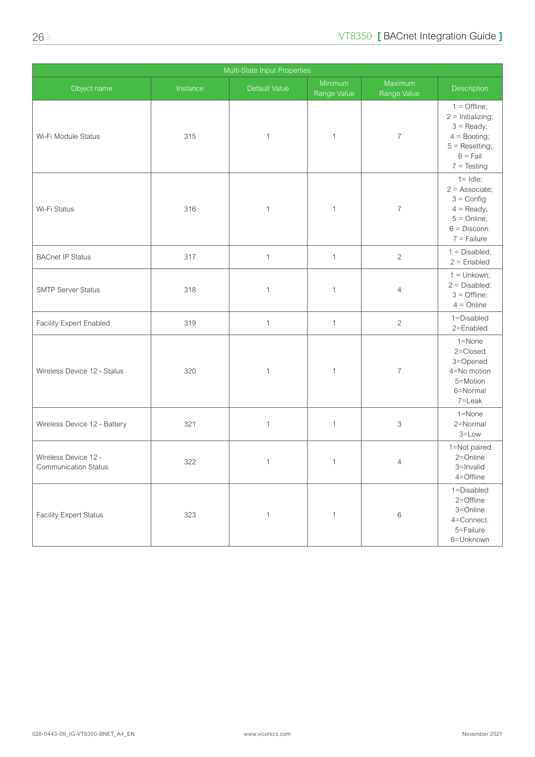| Multi-State Input Properties | | | | | |
|---|---|---|---|---|---|
| Object name | Instance | Default Value | Minimum Range Value | Maximum Range Value | Description |
| Wi-Fi Module Status | 315 | 1 | 1 | 7 | 1 = Offline; 2 = Initializing; 3 = Ready; 4 = Booting; 5 = Resetting; 6 = Fail 7 = Testing |
| Wi-Fi Status | 316 | 1 | 1 | 7 | 1= Idle; 2 = Associate; 3 = Config. 4 = Ready; 5 = Online; 6 = Disconn. 7 = Failure |
| BACnet IP Status | 317 | 1 | 1 | 2 | 1 = Disabled; 2 = Enabled |
| SMTP Server Status | 318 | 1 | 1 | 4 | 1 = Unkown; 2 = Disabled; 3 = Offline; 4 = Online |
| Facility Expert Enabled | 319 | 1 | 1 | 2 | 1=Disabled 2=Enabled |
| Wireless Device 12 - Status | 320 | 1 | 1 | 7 | 1=None 2=Closed 3=Opened 4=No motion 5=Motion 6=Normal 7=Leak |
| Wireless Device 12 - Battery | 321 | 1 | 1 | 3 | 1=None 2=Normal 3=Low |
| Wireless Device 12 - Communication Status | 322 | 1 | 1 | 4 | 1=Not paired 2=Online 3=Invalid 4=Offline |
| Facility Expert Status | 323 | 1 | 1 | 6 | 1=Disabled 2=Offline 3=Online 4=Connect. 5=Failure 6=Unknown |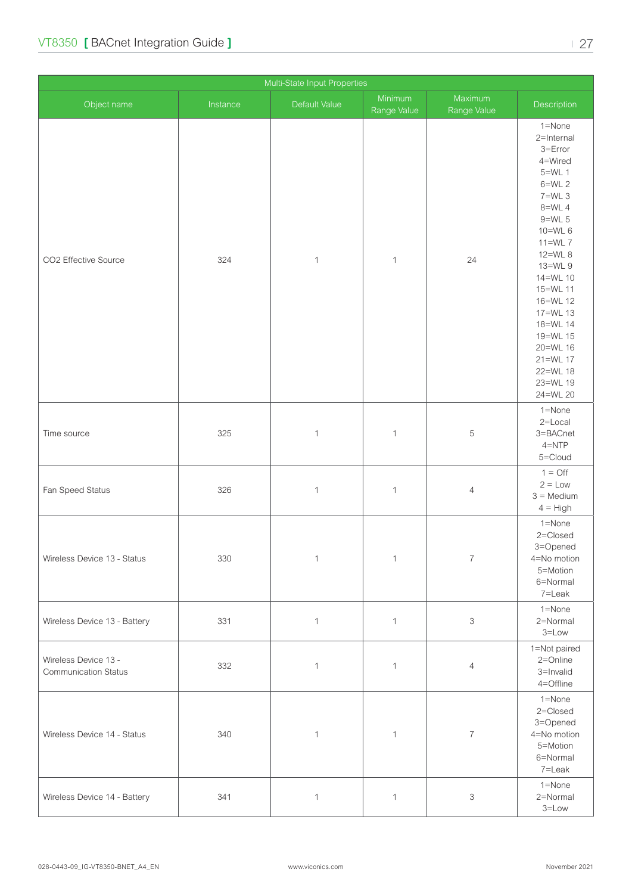| Multi-State Input Properties | | | | | |
|---|---|---|---|---|---|
| Object name | Instance | Default Value | Minimum Range Value | Maximum Range Value | Description |
| CO2 Effective Source | 324 | 1 | 1 | 24 | 1=None<br>2=Internal<br>3=Error<br>4=Wired<br>5=WL 1<br>6=WL 2<br>7=WL 3<br>8=WL 4<br>9=WL 5<br>10=WL 6<br>11=WL 7<br>12=WL 8<br>13=WL 9<br>14=WL 10<br>15=WL 11<br>16=WL 12<br>17=WL 13<br>18=WL 14<br>19=WL 15<br>20=WL 16<br>21=WL 17<br>22=WL 18<br>23=WL 19<br>24=WL 20 |
| Time source | 325 | 1 | 1 | 5 | 1=None<br>2=Local<br>3=BACnet<br>4=NTP<br>5=Cloud |
| Fan Speed Status | 326 | 1 | 1 | 4 | 1 = Off<br>2 = Low<br>3 = Medium<br>4 = High |
| Wireless Device 13 - Status | 330 | 1 | 1 | 7 | 1=None<br>2=Closed<br>3=Opened<br>4=No motion<br>5=Motion<br>6=Normal<br>7=Leak |
| Wireless Device 13 - Battery | 331 | 1 | 1 | 3 | 1=None<br>2=Normal<br>3=Low |
| Wireless Device 13 - Communication Status | 332 | 1 | 1 | 4 | 1=Not paired<br>2=Online<br>3=Invalid<br>4=Offline |
| Wireless Device 14 - Status | 340 | 1 | 1 | 7 | 1=None<br>2=Closed<br>3=Opened<br>4=No motion<br>5=Motion<br>6=Normal<br>7=Leak |
| Wireless Device 14 - Battery | 341 | 1 | 1 | 3 | 1=None<br>2=Normal<br>3=Low |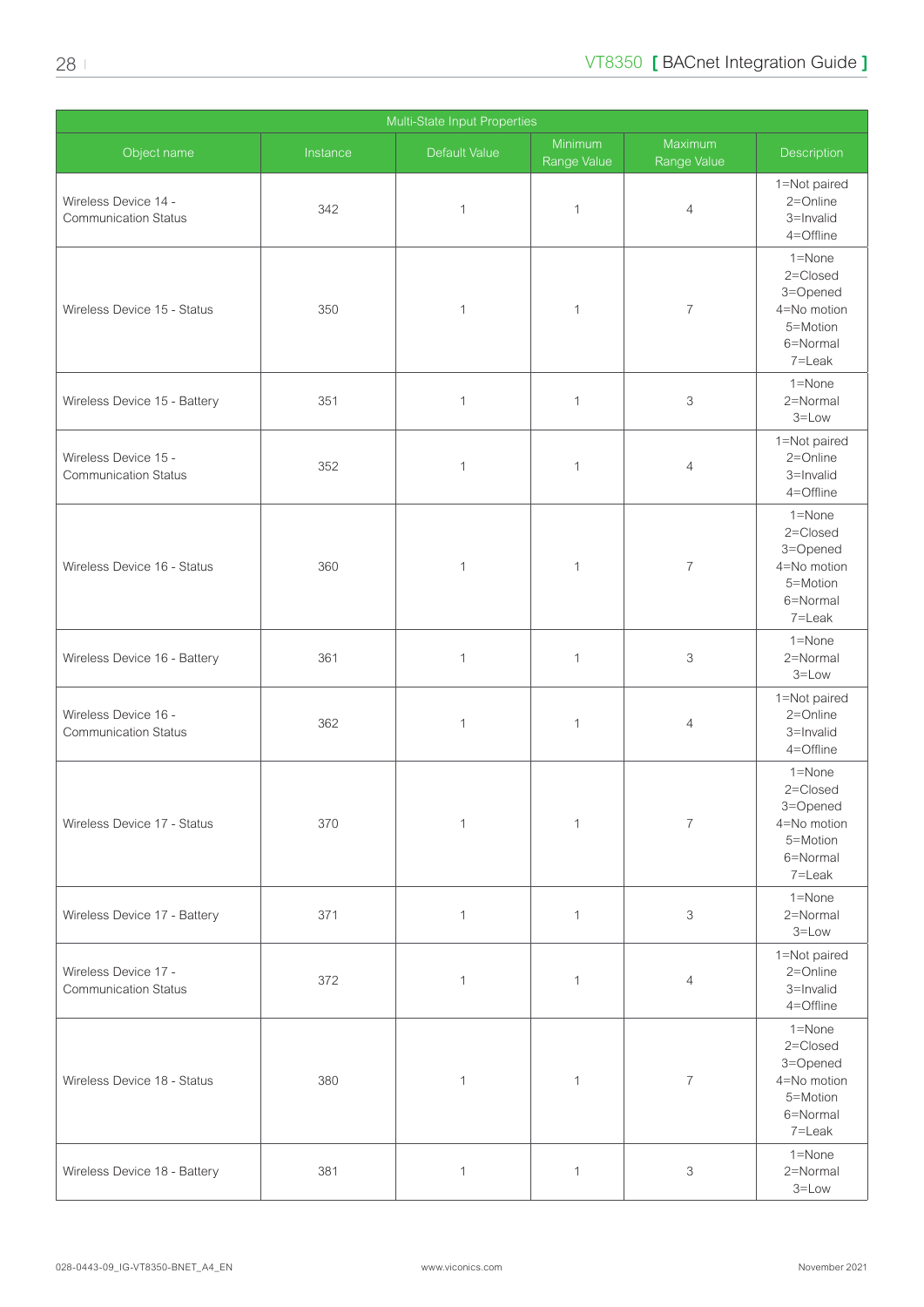| Multi-State Input Properties | | | | | |
|---|---|---|---|---|---|
| Object name | Instance | Default Value | Minimum Range Value | Maximum Range Value | Description |
| Wireless Device 14 - Communication Status | 342 | 1 | 1 | 4 | 1=Not paired<br>2=Online<br>3=Invalid<br>4=Offline |
| Wireless Device 15 - Status | 350 | 1 | 1 | 7 | 1=None<br>2=Closed<br>3=Opened<br>4=No motion<br>5=Motion<br>6=Normal<br>7=Leak |
| Wireless Device 15 - Battery | 351 | 1 | 1 | 3 | 1=None<br>2=Normal<br>3=Low |
| Wireless Device 15 - Communication Status | 352 | 1 | 1 | 4 | 1=Not paired<br>2=Online<br>3=Invalid<br>4=Offline |
| Wireless Device 16 - Status | 360 | 1 | 1 | 7 | 1=None<br>2=Closed<br>3=Opened<br>4=No motion<br>5=Motion<br>6=Normal<br>7=Leak |
| Wireless Device 16 - Battery | 361 | 1 | 1 | 3 | 1=None<br>2=Normal<br>3=Low |
| Wireless Device 16 - Communication Status | 362 | 1 | 1 | 4 | 1=Not paired<br>2=Online<br>3=Invalid<br>4=Offline |
| Wireless Device 17 - Status | 370 | 1 | 1 | 7 | 1=None<br>2=Closed<br>3=Opened<br>4=No motion<br>5=Motion<br>6=Normal<br>7=Leak |
| Wireless Device 17 - Battery | 371 | 1 | 1 | 3 | 1=None<br>2=Normal<br>3=Low |
| Wireless Device 17 - Communication Status | 372 | 1 | 1 | 4 | 1=Not paired<br>2=Online<br>3=Invalid<br>4=Offline |
| Wireless Device 18 - Status | 380 | 1 | 1 | 7 | 1=None<br>2=Closed<br>3=Opened<br>4=No motion<br>5=Motion<br>6=Normal<br>7=Leak |
| Wireless Device 18 - Battery | 381 | 1 | 1 | 3 | 1=None<br>2=Normal<br>3=Low |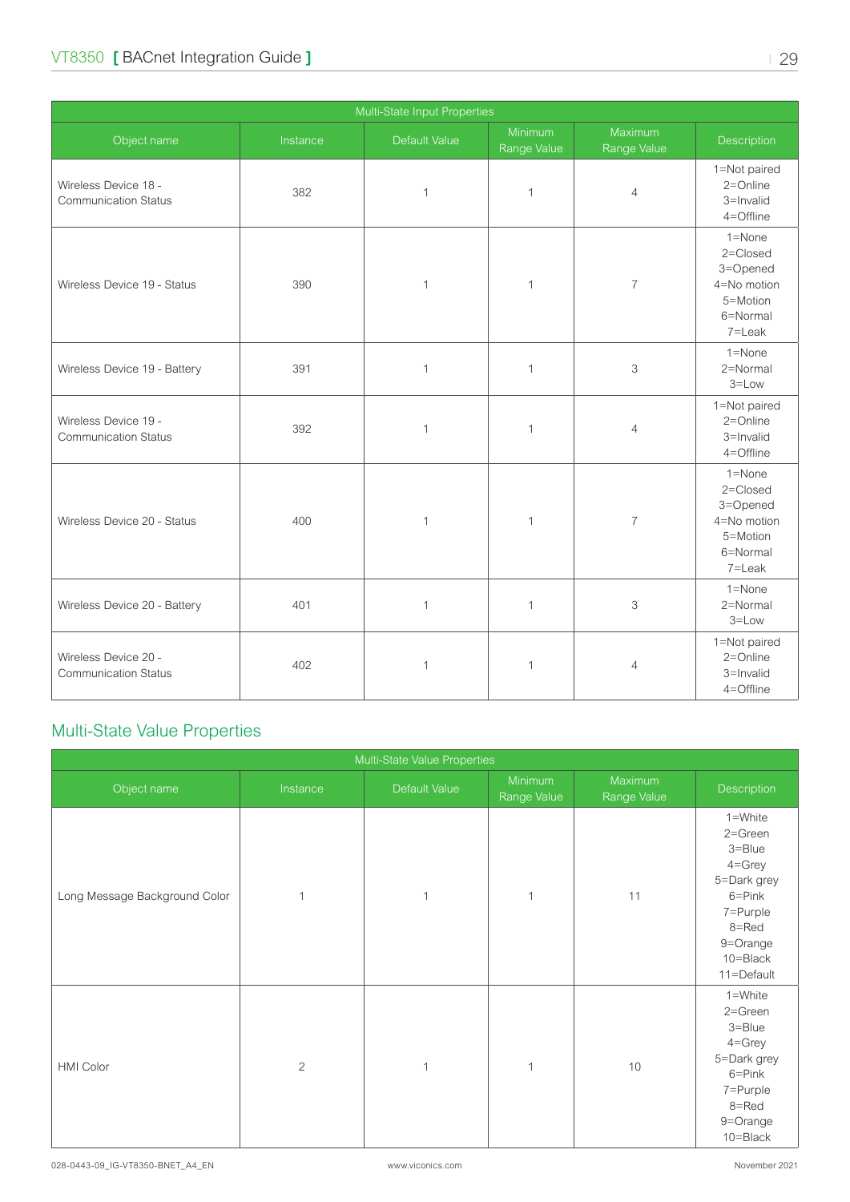| Multi-State Input Properties | | | | | |
|---|---|---|---|---|---|
| Object name | Instance | Default Value | Minimum Range Value | Maximum Range Value | Description |
| Wireless Device 18 - Communication Status | 382 | 1 | 1 | 4 | 1=Not paired<br>2=Online<br>3=Invalid<br>4=Offline |
| Wireless Device 19 - Status | 390 | 1 | 1 | 7 | 1=None<br>2=Closed<br>3=Opened<br>4=No motion<br>5=Motion<br>6=Normal<br>7=Leak |
| Wireless Device 19 - Battery | 391 | 1 | 1 | 3 | 1=None<br>2=Normal<br>3=Low |
| Wireless Device 19 - Communication Status | 392 | 1 | 1 | 4 | 1=Not paired<br>2=Online<br>3=Invalid<br>4=Offline |
| Wireless Device 20 - Status | 400 | 1 | 1 | 7 | 1=None<br>2=Closed<br>3=Opened<br>4=No motion<br>5=Motion<br>6=Normal<br>7=Leak |
| Wireless Device 20 - Battery | 401 | 1 | 1 | 3 | 1=None<br>2=Normal<br>3=Low |
| Wireless Device 20 - Communication Status | 402 | 1 | 1 | 4 | 1=Not paired<br>2=Online<br>3=Invalid<br>4=Offline |

## Multi-State Value Properties

| Multi-State Value Properties | | | | | |
|---|---|---|---|---|---|
| Object name | Instance | Default Value | Minimum Range Value | Maximum Range Value | Description |
| Long Message Background Color | 1 | 1 | 1 | 11 | 1=White<br>2=Green<br>3=Blue<br>4=Grey<br>5=Dark grey<br>6=Pink<br>7=Purple<br>8=Red<br>9=Orange<br>10=Black<br>11=Default |
| HMI Color | 2 | 1 | 1 | 10 | 1=White<br>2=Green<br>3=Blue<br>4=Grey<br>5=Dark grey<br>6=Pink<br>7=Purple<br>8=Red<br>9=Orange<br>10=Black |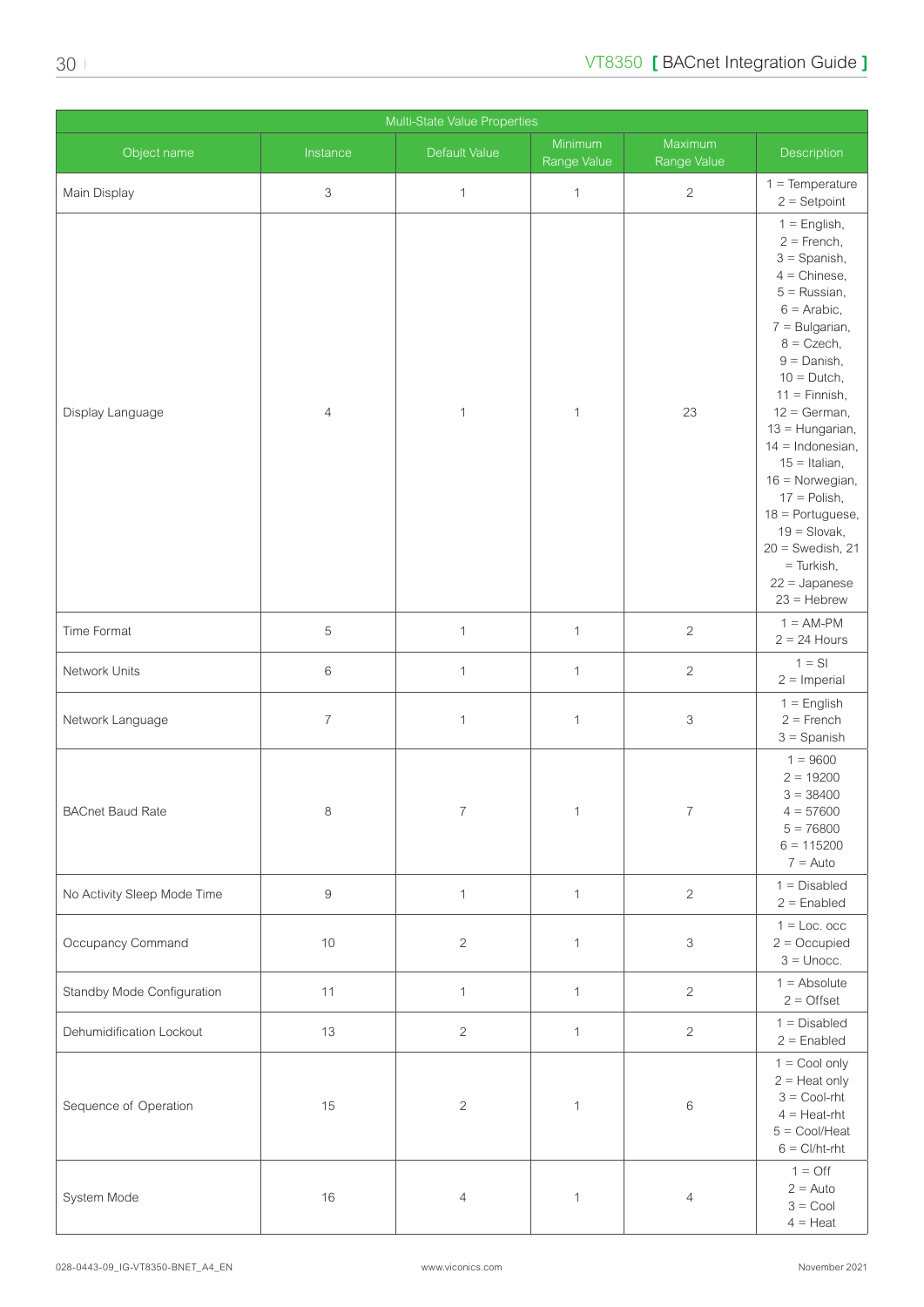| Multi-State Value Properties | | | | | |
|---|---|---|---|---|---|
| Object name | Instance | Default Value | Minimum Range Value | Maximum Range Value | Description |
| Main Display | 3 | 1 | 1 | 2 | 1 = Temperature 2 = Setpoint |
| Display Language | 4 | 1 | 1 | 23 | 1 = English, 2 = French, 3 = Spanish, 4 = Chinese, 5 = Russian, 6 = Arabic, 7 = Bulgarian, 8 = Czech, 9 = Danish, 10 = Dutch, 11 = Finnish, 12 = German, 13 = Hungarian, 14 = Indonesian, 15 = Italian, 16 = Norwegian, 17 = Polish, 18 = Portuguese, 19 = Slovak, 20 = Swedish, 21 = Turkish, 22 = Japanese 23 = Hebrew |
| Time Format | 5 | 1 | 1 | 2 | 1 = AM-PM 2 = 24 Hours |
| Network Units | 6 | 1 | 1 | 2 | 1 = SI 2 = Imperial |
| Network Language | 7 | 1 | 1 | 3 | 1 = English 2 = French 3 = Spanish |
| BACnet Baud Rate | 8 | 7 | 1 | 7 | 1 = 9600 2 = 19200 3 = 38400 4 = 57600 5 = 76800 6 = 115200 7 = Auto |
| No Activity Sleep Mode Time | 9 | 1 | 1 | 2 | 1 = Disabled 2 = Enabled |
| Occupancy Command | 10 | 2 | 1 | 3 | 1 = Loc. occ 2 = Occupied 3 = Unocc. |
| Standby Mode Configuration | 11 | 1 | 1 | 2 | 1 = Absolute 2 = Offset |
| Dehumidification Lockout | 13 | 2 | 1 | 2 | 1 = Disabled 2 = Enabled |
| Sequence of Operation | 15 | 2 | 1 | 6 | 1 = Cool only 2 = Heat only 3 = Cool-rht 4 = Heat-rht 5 = Cool/Heat 6 = Cl/ht-rht |
| System Mode | 16 | 4 | 1 | 4 | 1 = Off 2 = Auto 3 = Cool 4 = Heat |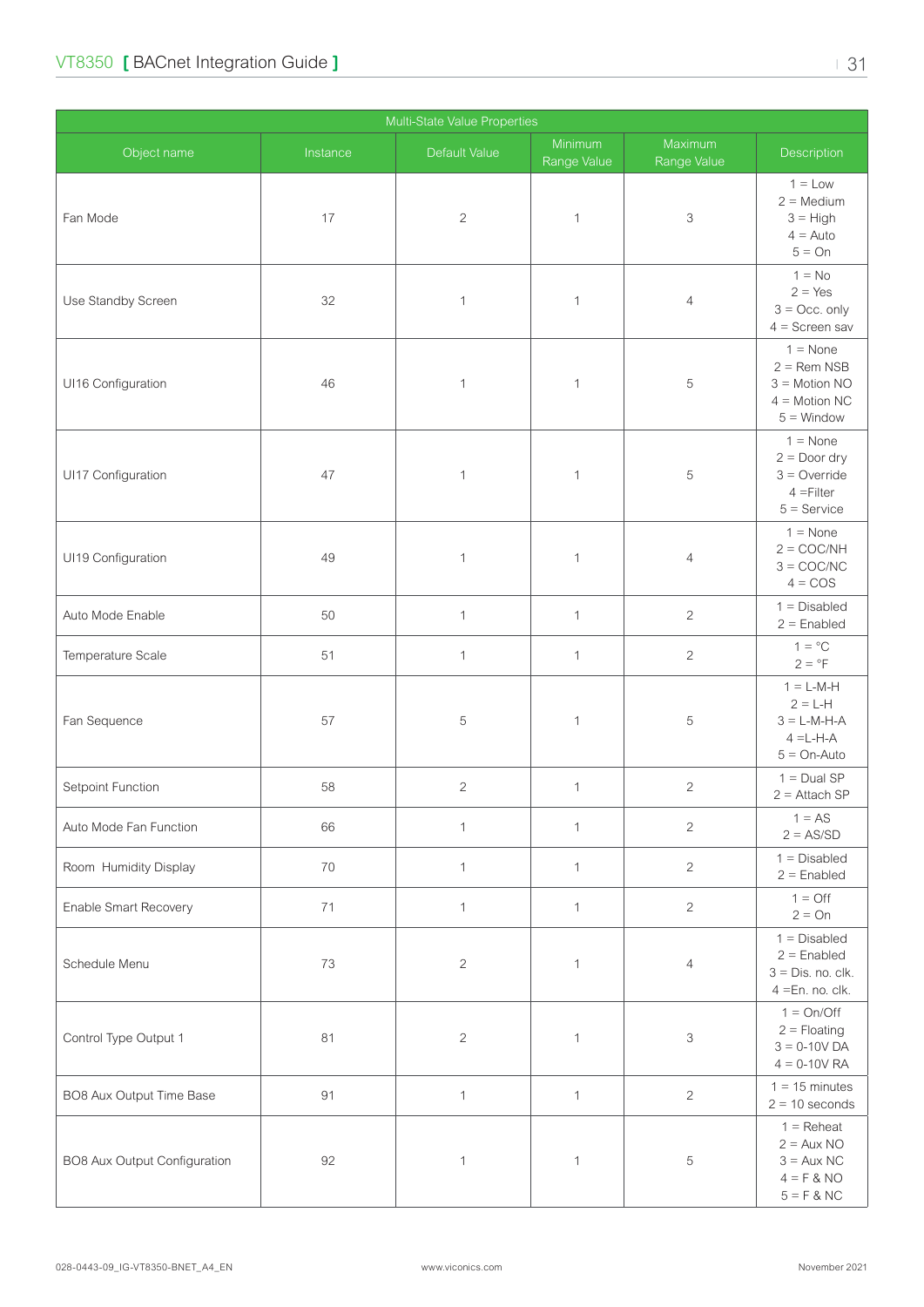| Multi-State Value Properties | | | | | |
|---|---|---|---|---|---|
| Object name | Instance | Default Value | Minimum Range Value | Maximum Range Value | Description |
| Fan Mode | 17 | 2 | 1 | 3 | 1 = Low<br>2 = Medium<br>3 = High<br>4 = Auto<br>5 = On |
| Use Standby Screen | 32 | 1 | 1 | 4 | 1 = No<br>2 = Yes<br>3 = Occ. only<br>4 = Screen sav |
| UI16 Configuration | 46 | 1 | 1 | 5 | 1 = None<br>2 = Rem NSB<br>3 = Motion NO<br>4 = Motion NC<br>5 = Window |
| UI17 Configuration | 47 | 1 | 1 | 5 | 1 = None<br>2 = Door dry<br>3 = Override<br>4 =Filter<br>5 = Service |
| UI19 Configuration | 49 | 1 | 1 | 4 | 1 = None<br>2 = COC/NH<br>3 = COC/NC<br>4 = COS |
| Auto Mode Enable | 50 | 1 | 1 | 2 | 1 = Disabled<br>2 = Enabled |
| Temperature Scale | 51 | 1 | 1 | 2 | 1 = °C<br>2 = °F |
| Fan Sequence | 57 | 5 | 1 | 5 | 1 = L-M-H<br>2 = L-H<br>3 = L-M-H-A<br>4 =L-H-A<br>5 = On-Auto |
| Setpoint Function | 58 | 2 | 1 | 2 | 1 = Dual SP<br>2 = Attach SP |
| Auto Mode Fan Function | 66 | 1 | 1 | 2 | 1 = AS<br>2 = AS/SD |
| Room Humidity Display | 70 | 1 | 1 | 2 | 1 = Disabled<br>2 = Enabled |
| Enable Smart Recovery | 71 | 1 | 1 | 2 | 1 = Off<br>2 = On |
| Schedule Menu | 73 | 2 | 1 | 4 | 1 = Disabled<br>2 = Enabled<br>3 = Dis. no. clk.<br>4 =En. no. clk. |
| Control Type Output 1 | 81 | 2 | 1 | 3 | 1 = On/Off<br>2 = Floating<br>3 = 0-10V DA<br>4 = 0-10V RA |
| BO8 Aux Output Time Base | 91 | 1 | 1 | 2 | 1 = 15 minutes<br>2 = 10 seconds |
| BO8 Aux Output Configuration | 92 | 1 | 1 | 5 | 1 = Reheat<br>2 = Aux NO<br>3 = Aux NC<br>4 = F & NO<br>5 = F & NC |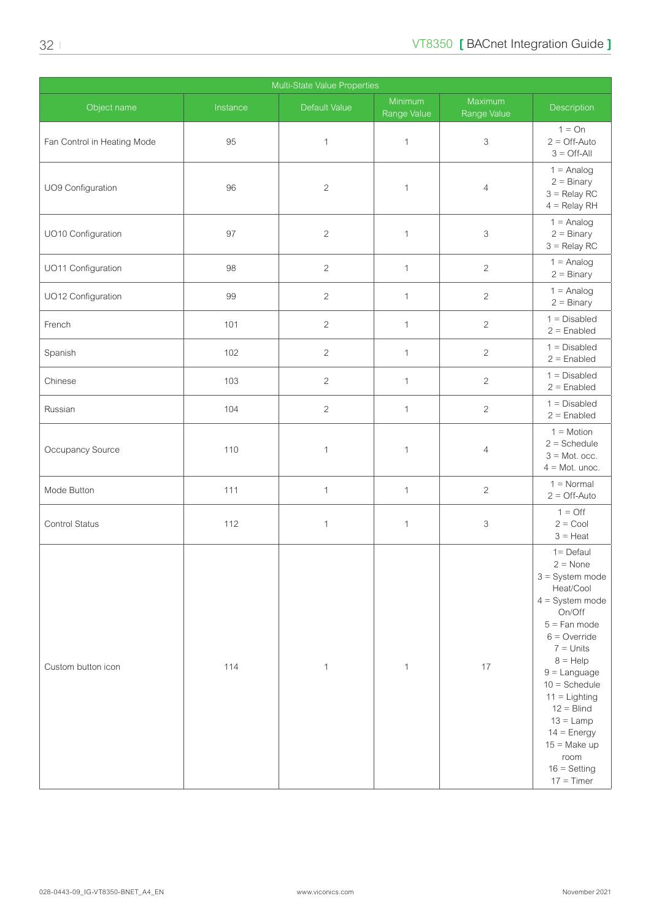| Multi-State Value Properties | | | | | |
|---|---|---|---|---|---|
| Object name | Instance | Default Value | Minimum Range Value | Maximum Range Value | Description |
| Fan Control in Heating Mode | 95 | 1 | 1 | 3 | 1 = On<br>2 = Off-Auto<br>3 = Off-All |
| UO9 Configuration | 96 | 2 | 1 | 4 | 1 = Analog<br>2 = Binary<br>3 = Relay RC<br>4 = Relay RH |
| UO10 Configuration | 97 | 2 | 1 | 3 | 1 = Analog<br>2 = Binary<br>3 = Relay RC |
| UO11 Configuration | 98 | 2 | 1 | 2 | 1 = Analog<br>2 = Binary |
| UO12 Configuration | 99 | 2 | 1 | 2 | 1 = Analog<br>2 = Binary |
| French | 101 | 2 | 1 | 2 | 1 = Disabled<br>2 = Enabled |
| Spanish | 102 | 2 | 1 | 2 | 1 = Disabled<br>2 = Enabled |
| Chinese | 103 | 2 | 1 | 2 | 1 = Disabled<br>2 = Enabled |
| Russian | 104 | 2 | 1 | 2 | 1 = Disabled<br>2 = Enabled |
| Occupancy Source | 110 | 1 | 1 | 4 | 1 = Motion<br>2 = Schedule<br>3 = Mot. occ.<br>4 = Mot. unoc. |
| Mode Button | 111 | 1 | 1 | 2 | 1 = Normal<br>2 = Off-Auto |
| Control Status | 112 | 1 | 1 | 3 | 1 = Off<br>2 = Cool<br>3 = Heat |
| Custom button icon | 114 | 1 | 1 | 17 | 1= Defaul<br>2 = None<br>3 = System mode Heat/Cool<br>4 = System mode On/Off<br>5 = Fan mode<br>6 = Override<br>7 = Units<br>8 = Help<br>9 = Language<br>10 = Schedule<br>11 = Lighting<br>12 = Blind<br>13 = Lamp<br>14 = Energy<br>15 = Make up room<br>16 = Setting<br>17 = Timer |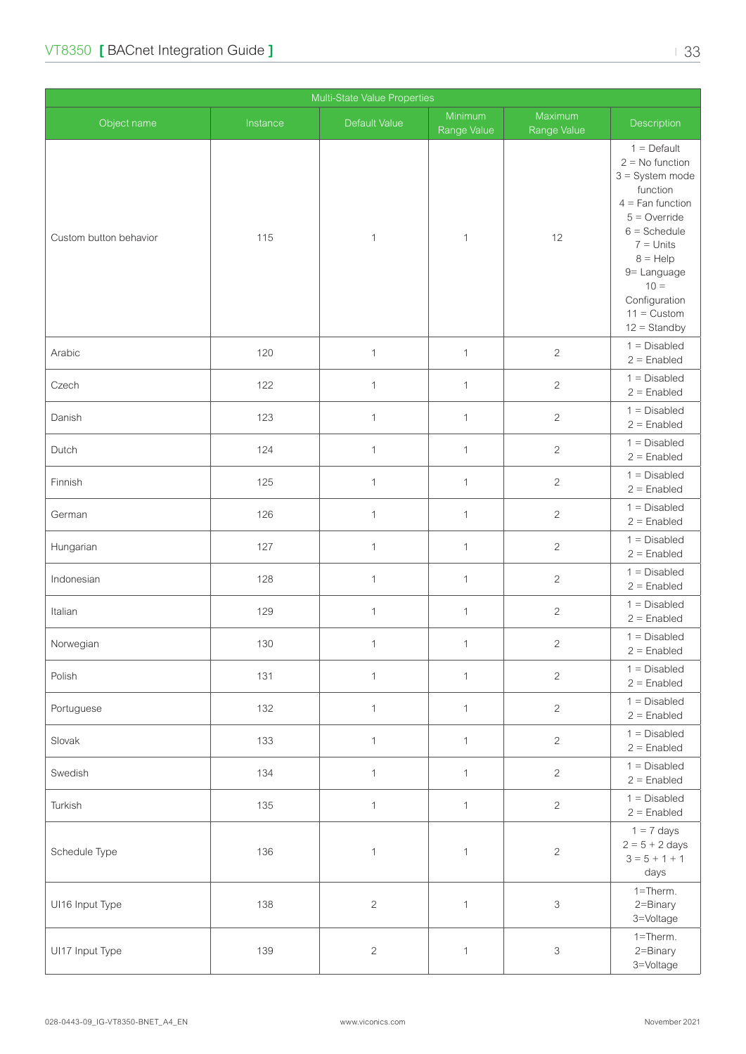| Multi-State Value Properties | | | | | |
|---|---|---|---|---|---|
| Object name | Instance | Default Value | Minimum Range Value | Maximum Range Value | Description |
| Custom button behavior | 115 | 1 | 1 | 12 | 1 = Default<br>2 = No function<br>3 = System mode function<br>4 = Fan function<br>5 = Override<br>6 = Schedule<br>7 = Units<br>8 = Help<br>9= Language<br>10 = Configuration<br>11 = Custom<br>12 = Standby |
| Arabic | 120 | 1 | 1 | 2 | 1 = Disabled<br>2 = Enabled |
| Czech | 122 | 1 | 1 | 2 | 1 = Disabled<br>2 = Enabled |
| Danish | 123 | 1 | 1 | 2 | 1 = Disabled<br>2 = Enabled |
| Dutch | 124 | 1 | 1 | 2 | 1 = Disabled<br>2 = Enabled |
| Finnish | 125 | 1 | 1 | 2 | 1 = Disabled<br>2 = Enabled |
| German | 126 | 1 | 1 | 2 | 1 = Disabled<br>2 = Enabled |
| Hungarian | 127 | 1 | 1 | 2 | 1 = Disabled<br>2 = Enabled |
| Indonesian | 128 | 1 | 1 | 2 | 1 = Disabled<br>2 = Enabled |
| Italian | 129 | 1 | 1 | 2 | 1 = Disabled<br>2 = Enabled |
| Norwegian | 130 | 1 | 1 | 2 | 1 = Disabled<br>2 = Enabled |
| Polish | 131 | 1 | 1 | 2 | 1 = Disabled<br>2 = Enabled |
| Portuguese | 132 | 1 | 1 | 2 | 1 = Disabled<br>2 = Enabled |
| Slovak | 133 | 1 | 1 | 2 | 1 = Disabled<br>2 = Enabled |
| Swedish | 134 | 1 | 1 | 2 | 1 = Disabled<br>2 = Enabled |
| Turkish | 135 | 1 | 1 | 2 | 1 = Disabled<br>2 = Enabled |
| Schedule Type | 136 | 1 | 1 | 2 | 1 = 7 days<br>2 = 5 + 2 days<br>3 = 5 + 1 + 1 days |
| UI16 Input Type | 138 | 2 | 1 | 3 | 1=Therm.<br>2=Binary<br>3=Voltage |
| UI17 Input Type | 139 | 2 | 1 | 3 | 1=Therm.<br>2=Binary<br>3=Voltage |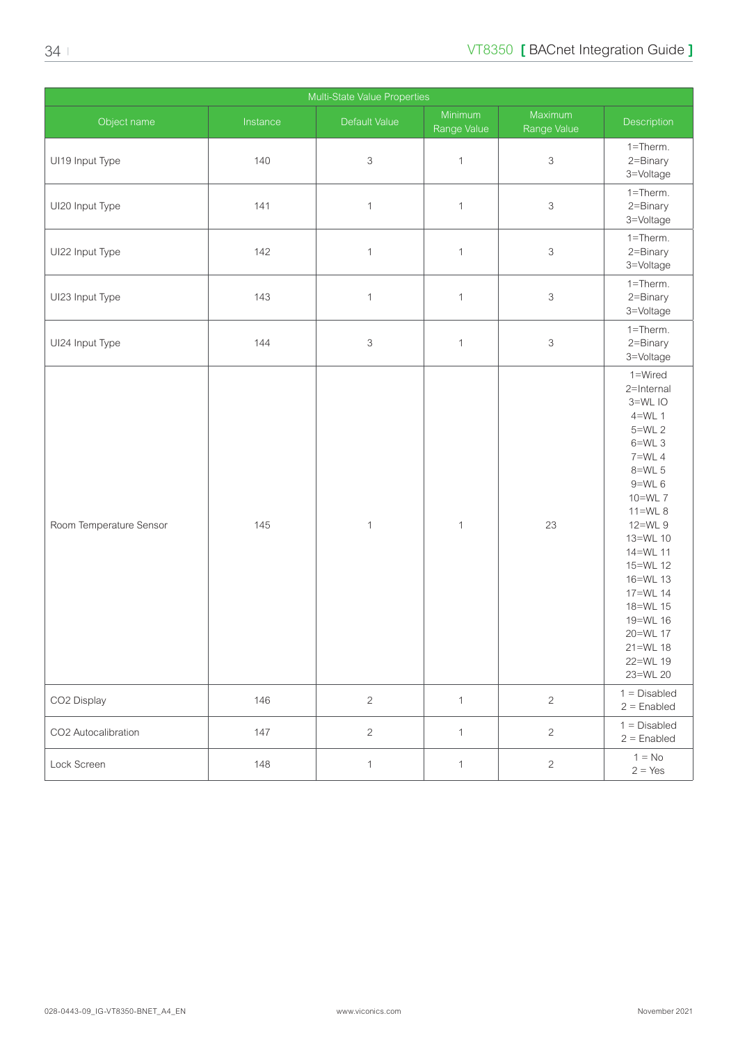| Multi-State Value Properties | | | | | |
|---|---|---|---|---|---|
| Object name | Instance | Default Value | Minimum Range Value | Maximum Range Value | Description |
| UI19 Input Type | 140 | 3 | 1 | 3 | 1=Therm. 2=Binary 3=Voltage |
| UI20 Input Type | 141 | 1 | 1 | 3 | 1=Therm. 2=Binary 3=Voltage |
| UI22 Input Type | 142 | 1 | 1 | 3 | 1=Therm. 2=Binary 3=Voltage |
| UI23 Input Type | 143 | 1 | 1 | 3 | 1=Therm. 2=Binary 3=Voltage |
| UI24 Input Type | 144 | 3 | 1 | 3 | 1=Therm. 2=Binary 3=Voltage |
| Room Temperature Sensor | 145 | 1 | 1 | 23 | 1=Wired 2=Internal 3=WL IO 4=WL 1 5=WL 2 6=WL 3 7=WL 4 8=WL 5 9=WL 6 10=WL 7 11=WL 8 12=WL 9 13=WL 10 14=WL 11 15=WL 12 16=WL 13 17=WL 14 18=WL 15 19=WL 16 20=WL 17 21=WL 18 22=WL 19 23=WL 20 |
| CO2 Display | 146 | 2 | 1 | 2 | 1 = Disabled 2 = Enabled |
| CO2 Autocalibration | 147 | 2 | 1 | 2 | 1 = Disabled 2 = Enabled |
| Lock Screen | 148 | 1 | 1 | 2 | 1 = No 2 = Yes |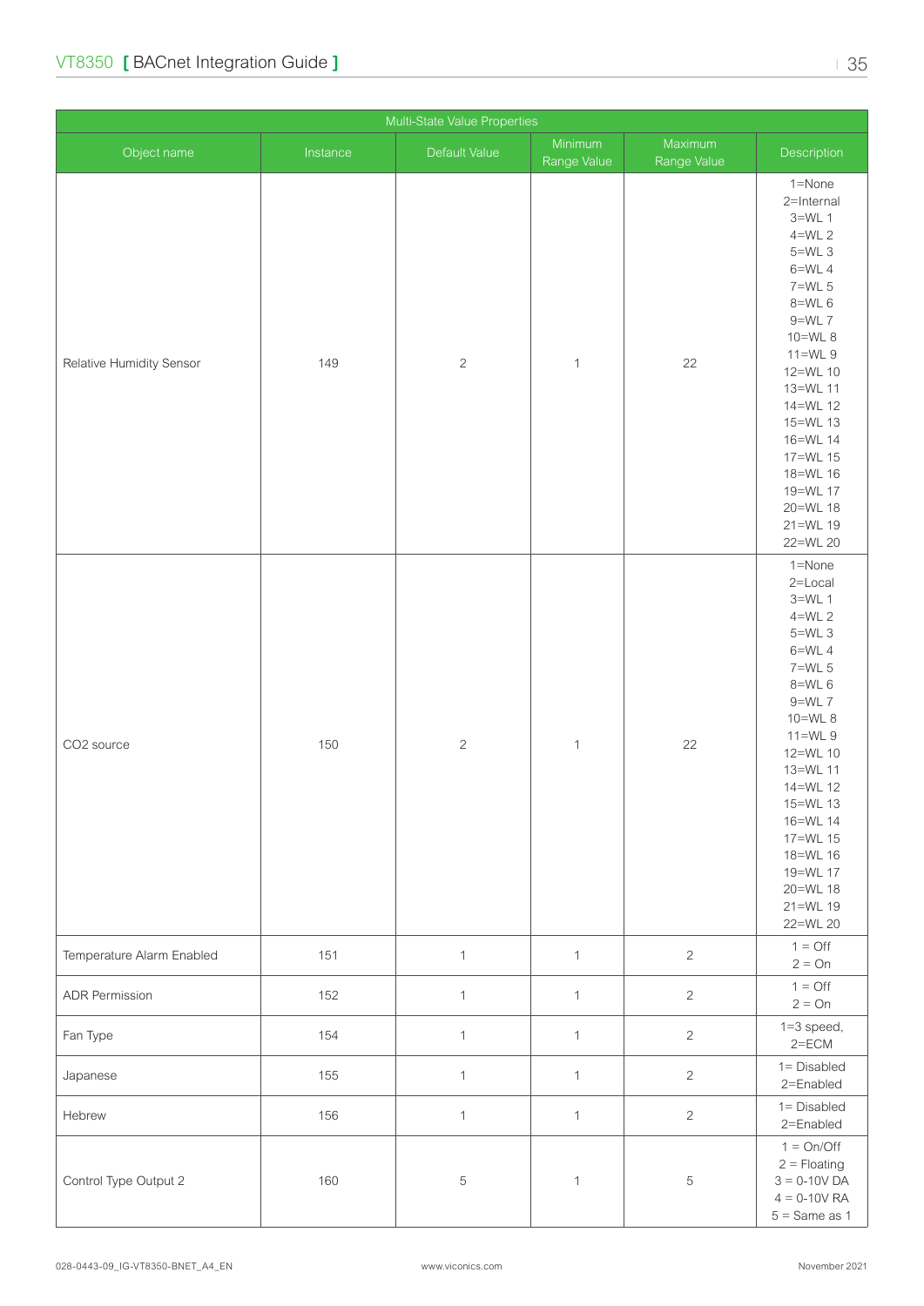| Multi-State Value Properties | | | | | |
|---|---|---|---|---|---|
| Object name | Instance | Default Value | Minimum Range Value | Maximum Range Value | Description |
| Relative Humidity Sensor | 149 | 2 | 1 | 22 | 1=None<br>2=Internal<br>3=WL 1<br>4=WL 2<br>5=WL 3<br>6=WL 4<br>7=WL 5<br>8=WL 6<br>9=WL 7<br>10=WL 8<br>11=WL 9<br>12=WL 10<br>13=WL 11<br>14=WL 12<br>15=WL 13<br>16=WL 14<br>17=WL 15<br>18=WL 16<br>19=WL 17<br>20=WL 18<br>21=WL 19<br>22=WL 20 |
| CO2 source | 150 | 2 | 1 | 22 | 1=None<br>2=Local<br>3=WL 1<br>4=WL 2<br>5=WL 3<br>6=WL 4<br>7=WL 5<br>8=WL 6<br>9=WL 7<br>10=WL 8<br>11=WL 9<br>12=WL 10<br>13=WL 11<br>14=WL 12<br>15=WL 13<br>16=WL 14<br>17=WL 15<br>18=WL 16<br>19=WL 17<br>20=WL 18<br>21=WL 19<br>22=WL 20 |
| Temperature Alarm Enabled | 151 | 1 | 1 | 2 | 1 = Off<br>2 = On |
| ADR Permission | 152 | 1 | 1 | 2 | 1 = Off<br>2 = On |
| Fan Type | 154 | 1 | 1 | 2 | 1=3 speed,<br>2=ECM |
| Japanese | 155 | 1 | 1 | 2 | 1= Disabled<br>2=Enabled |
| Hebrew | 156 | 1 | 1 | 2 | 1= Disabled<br>2=Enabled |
| Control Type Output 2 | 160 | 5 | 1 | 5 | 1 = On/Off<br>2 = Floating<br>3 = 0-10V DA<br>4 = 0-10V RA<br>5 = Same as 1 |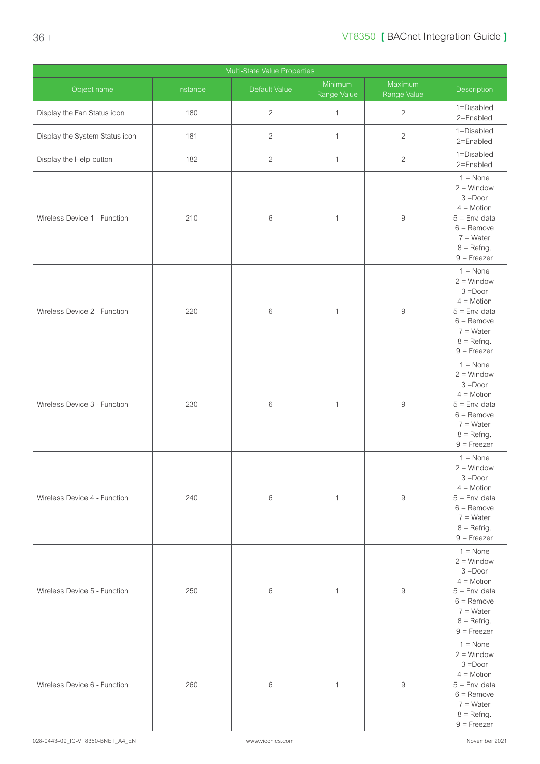| Multi-State Value Properties | | | | | |
|---|---|---|---|---|---|
| Object name | Instance | Default Value | Minimum Range Value | Maximum Range Value | Description |
| Display the Fan Status icon | 180 | 2 | 1 | 2 | 1=Disabled<br>2=Enabled |
| Display the System Status icon | 181 | 2 | 1 | 2 | 1=Disabled<br>2=Enabled |
| Display the Help button | 182 | 2 | 1 | 2 | 1=Disabled<br>2=Enabled |
| Wireless Device 1 - Function | 210 | 6 | 1 | 9 | 1 = None<br>2 = Window<br>3 =Door<br>4 = Motion<br>5 = Env. data<br>6 = Remove<br>7 = Water<br>8 = Refrig.<br>9 = Freezer |
| Wireless Device 2 - Function | 220 | 6 | 1 | 9 | 1 = None<br>2 = Window<br>3 =Door<br>4 = Motion<br>5 = Env. data<br>6 = Remove<br>7 = Water<br>8 = Refrig.<br>9 = Freezer |
| Wireless Device 3 - Function | 230 | 6 | 1 | 9 | 1 = None<br>2 = Window<br>3 =Door<br>4 = Motion<br>5 = Env. data<br>6 = Remove<br>7 = Water<br>8 = Refrig.<br>9 = Freezer |
| Wireless Device 4 - Function | 240 | 6 | 1 | 9 | 1 = None<br>2 = Window<br>3 =Door<br>4 = Motion<br>5 = Env. data<br>6 = Remove<br>7 = Water<br>8 = Refrig.<br>9 = Freezer |
| Wireless Device 5 - Function | 250 | 6 | 1 | 9 | 1 = None<br>2 = Window<br>3 =Door<br>4 = Motion<br>5 = Env. data<br>6 = Remove<br>7 = Water<br>8 = Refrig.<br>9 = Freezer |
| Wireless Device 6 - Function | 260 | 6 | 1 | 9 | 1 = None<br>2 = Window<br>3 =Door<br>4 = Motion<br>5 = Env. data<br>6 = Remove<br>7 = Water<br>8 = Refrig.<br>9 = Freezer |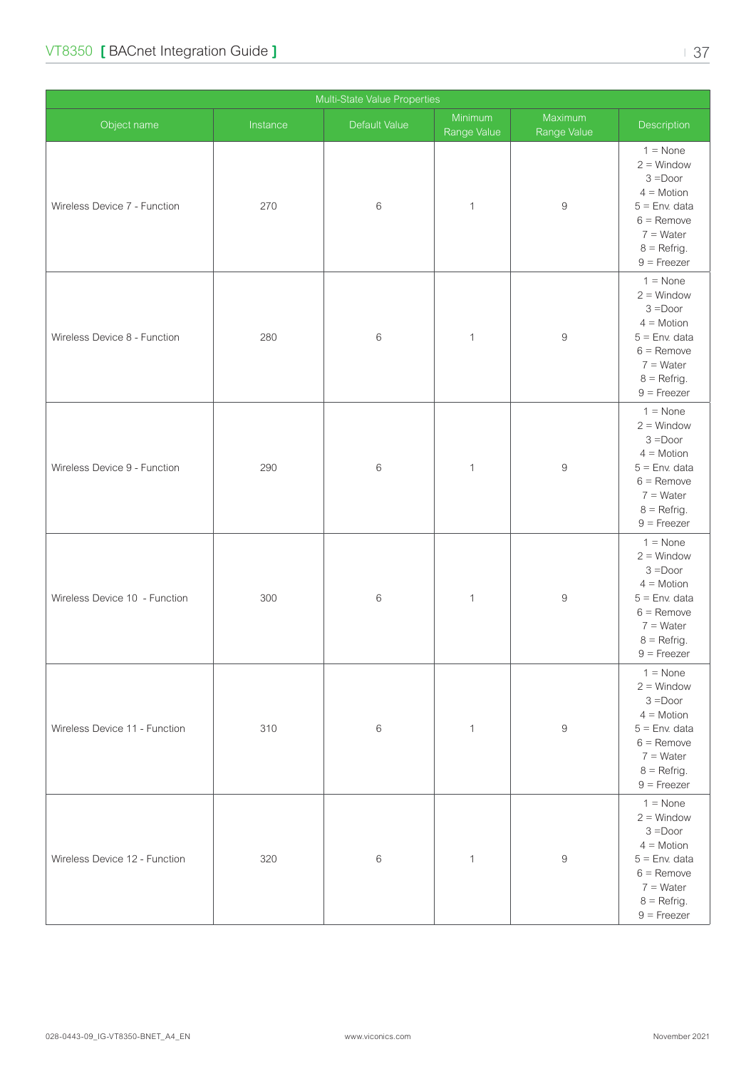| Multi-State Value Properties | | | | | |
|---|---|---|---|---|---|
| Object name | Instance | Default Value | Minimum Range Value | Maximum Range Value | Description |
| Wireless Device 7 - Function | 270 | 6 | 1 | 9 | 1 = None<br>2 = Window<br>3 =Door<br>4 = Motion<br>5 = Env. data<br>6 = Remove<br>7 = Water<br>8 = Refrig.<br>9 = Freezer |
| Wireless Device 8 - Function | 280 | 6 | 1 | 9 | 1 = None<br>2 = Window<br>3 =Door<br>4 = Motion<br>5 = Env. data<br>6 = Remove<br>7 = Water<br>8 = Refrig.<br>9 = Freezer |
| Wireless Device 9 - Function | 290 | 6 | 1 | 9 | 1 = None<br>2 = Window<br>3 =Door<br>4 = Motion<br>5 = Env. data<br>6 = Remove<br>7 = Water<br>8 = Refrig.<br>9 = Freezer |
| Wireless Device 10 - Function | 300 | 6 | 1 | 9 | 1 = None<br>2 = Window<br>3 =Door<br>4 = Motion<br>5 = Env. data<br>6 = Remove<br>7 = Water<br>8 = Refrig.<br>9 = Freezer |
| Wireless Device 11 - Function | 310 | 6 | 1 | 9 | 1 = None<br>2 = Window<br>3 =Door<br>4 = Motion<br>5 = Env. data<br>6 = Remove<br>7 = Water<br>8 = Refrig.<br>9 = Freezer |
| Wireless Device 12 - Function | 320 | 6 | 1 | 9 | 1 = None<br>2 = Window<br>3 =Door<br>4 = Motion<br>5 = Env. data<br>6 = Remove<br>7 = Water<br>8 = Refrig.<br>9 = Freezer |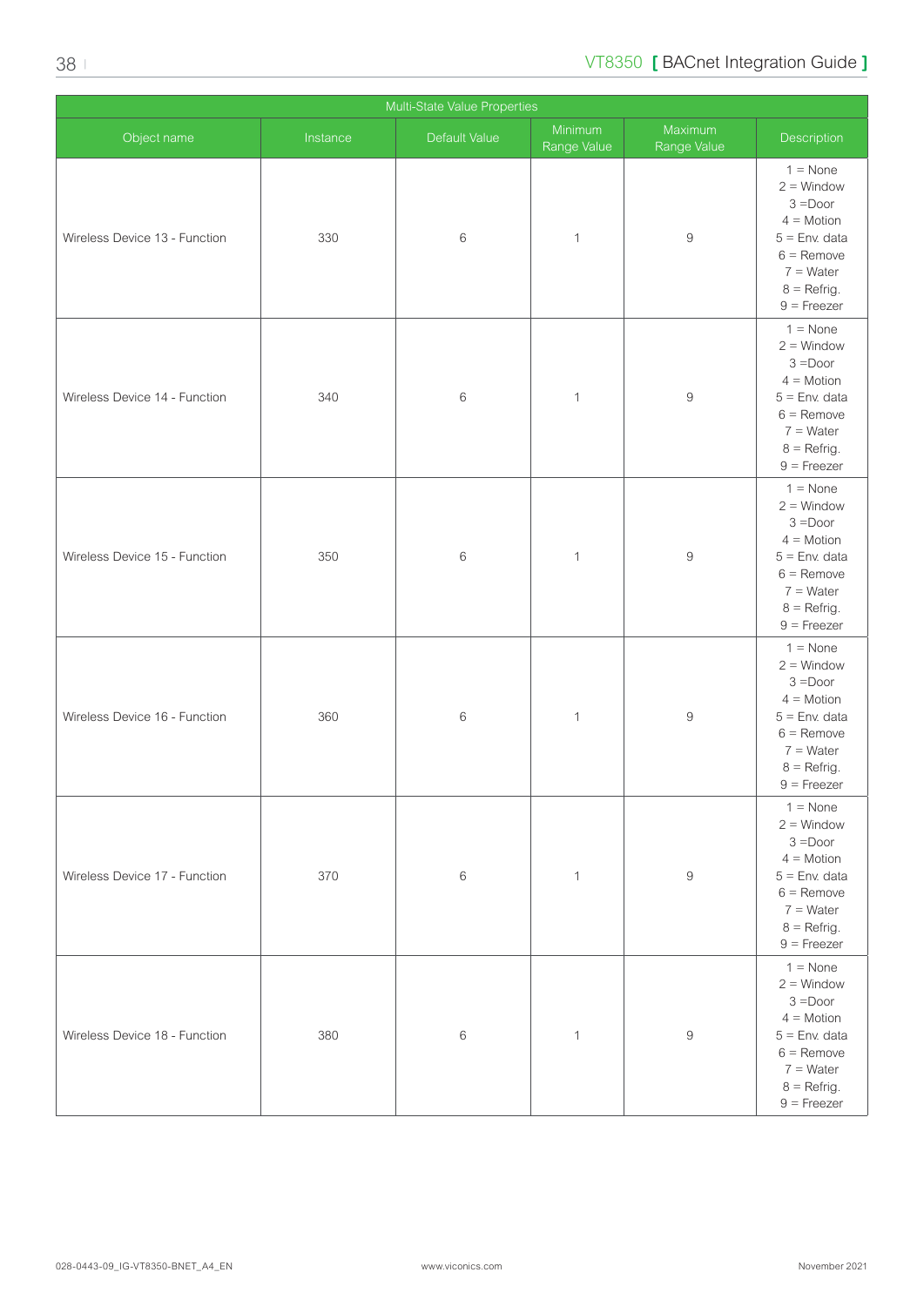| Multi-State Value Properties | | | | | |
|---|---|---|---|---|---|
| Object name | Instance | Default Value | Minimum Range Value | Maximum Range Value | Description |
| Wireless Device 13 - Function | 330 | 6 | 1 | 9 | 1 = None<br>2 = Window<br>3 =Door<br>4 = Motion<br>5 = Env. data<br>6 = Remove<br>7 = Water<br>8 = Refrig.<br>9 = Freezer |
| Wireless Device 14 - Function | 340 | 6 | 1 | 9 | 1 = None<br>2 = Window<br>3 =Door<br>4 = Motion<br>5 = Env. data<br>6 = Remove<br>7 = Water<br>8 = Refrig.<br>9 = Freezer |
| Wireless Device 15 - Function | 350 | 6 | 1 | 9 | 1 = None<br>2 = Window<br>3 =Door<br>4 = Motion<br>5 = Env. data<br>6 = Remove<br>7 = Water<br>8 = Refrig.<br>9 = Freezer |
| Wireless Device 16 - Function | 360 | 6 | 1 | 9 | 1 = None<br>2 = Window<br>3 =Door<br>4 = Motion<br>5 = Env. data<br>6 = Remove<br>7 = Water<br>8 = Refrig.<br>9 = Freezer |
| Wireless Device 17 - Function | 370 | 6 | 1 | 9 | 1 = None<br>2 = Window<br>3 =Door<br>4 = Motion<br>5 = Env. data<br>6 = Remove<br>7 = Water<br>8 = Refrig.<br>9 = Freezer |
| Wireless Device 18 - Function | 380 | 6 | 1 | 9 | 1 = None<br>2 = Window<br>3 =Door<br>4 = Motion<br>5 = Env. data<br>6 = Remove<br>7 = Water<br>8 = Refrig.<br>9 = Freezer |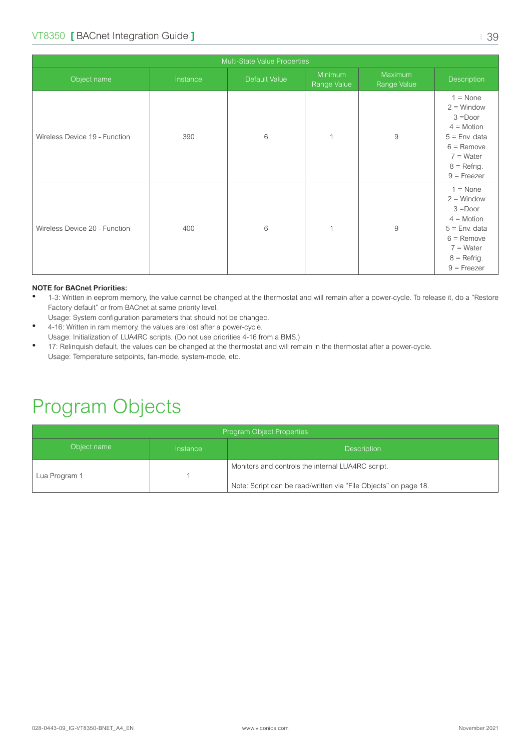| Multi-State Value Properties | | | | | |
|---|---|---|---|---|---|
| Object name | Instance | Default Value | Minimum Range Value | Maximum Range Value | Description |
| Wireless Device 19 - Function | 390 | 6 | 1 | 9 | 1 = None<br>2 = Window<br>3 =Door<br>4 = Motion<br>5 = Env. data<br>6 = Remove<br>7 = Water<br>8 = Refrig.<br>9 = Freezer |
| Wireless Device 20 - Function | 400 | 6 | 1 | 9 | 1 = None<br>2 = Window<br>3 =Door<br>4 = Motion<br>5 = Env. data<br>6 = Remove<br>7 = Water<br>8 = Refrig.<br>9 = Freezer |

**NOTE for BACnet Priorities:**

- 1-3: Written in eeprom memory, the value cannot be changed at the thermostat and will remain after a power-cycle. To release it, do a "Restore Factory default" or from BACnet at same priority level.
  Usage: System configuration parameters that should not be changed.
- 4-16: Written in ram memory, the values are lost after a power-cycle.
  Usage: Initialization of LUA4RC scripts. (Do not use priorities 4-16 from a BMS.)
- 17: Relinquish default, the values can be changed at the thermostat and will remain in the thermostat after a power-cycle.
  Usage: Temperature setpoints, fan-mode, system-mode, etc.

# Program Objects

| Program Object Properties | | |
|---|---|---|
| Object name | Instance | Description |
| Lua Program 1 | 1 | Monitors and controls the internal LUA4RC script.<br><br>Note: Script can be read/written via "File Objects" on page 18. |